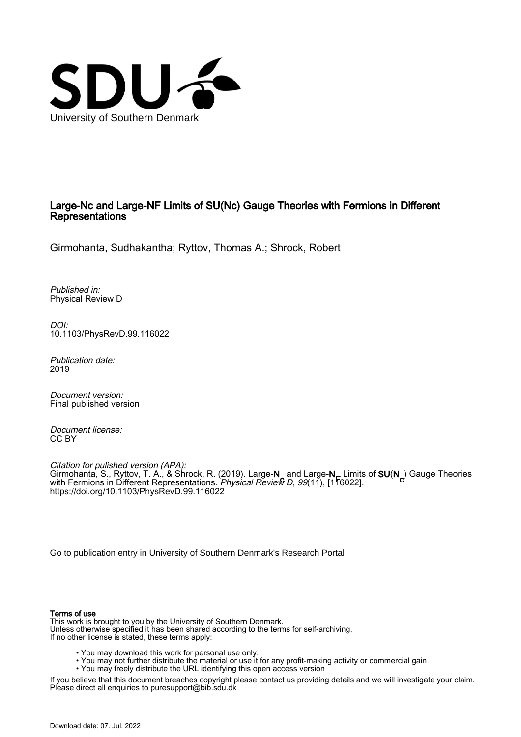University of Southern Denmark

# Large-Nc and Large-NF Limits of SU(Nc) Gauge Theories with Fermions in Different Representations

Girmohanta, Sudhakantha; Ryttov, Thomas A.; Shrock, Robert

*Published in:*
Physical Review D

*DOI:*
10.1103/PhysRevD.99.116022

*Publication date:*
2019

*Document version:*
Final published version

*Document license:*
CC BY

*Citation for pulished version (APA):*
Girmohanta, S., Ryttov, T. A., & Shrock, R. (2019). Large-$N_c$ and Large-$N_F$ Limits of $SU(N_c)$ Gauge Theories with Fermions in Different Representations. *Physical Review D*, *99*(11), [116022].
https://doi.org/10.1103/PhysRevD.99.116022

Go to publication entry in University of Southern Denmark's Research Portal

**Terms of use**
This work is brought to you by the University of Southern Denmark.
Unless otherwise specified it has been shared according to the terms for self-archiving.
If no other license is stated, these terms apply:

- You may download this work for personal use only.
- You may not further distribute the material or use it for any profit-making activity or commercial gain
- You may freely distribute the URL identifying this open access version

If you believe that this document breaches copyright please contact us providing details and we will investigate your claim.
Please direct all enquiries to puresupport@bib.sdu.dk

Download date: 07. Jul. 2022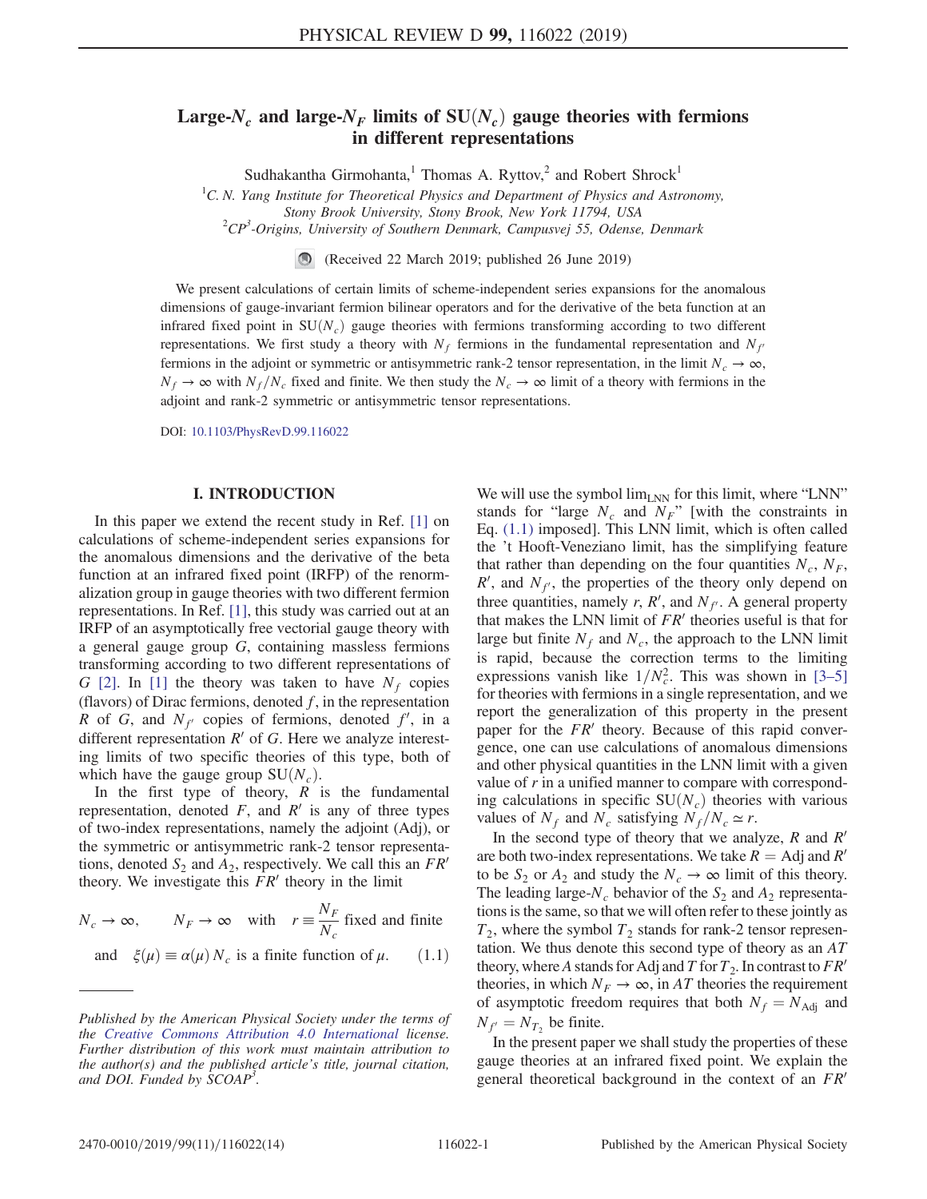# Large-$N_c$ and large-$N_F$ limits of SU($N_c$) gauge theories with fermions in different representations

Sudhakantha Girmohanta,[1] Thomas A. Ryttov,[2] and Robert Shrock[1]

[1]C. N. Yang Institute for Theoretical Physics and Department of Physics and Astronomy, Stony Brook University, Stony Brook, New York 11794, USA

[2]$CP^3$-Origins, University of Southern Denmark, Campusvej 55, Odense, Denmark

(Received 22 March 2019; published 26 June 2019)

We present calculations of certain limits of scheme-independent series expansions for the anomalous dimensions of gauge-invariant fermion bilinear operators and for the derivative of the beta function at an infrared fixed point in SU($N_c$) gauge theories with fermions transforming according to two different representations. We first study a theory with $N_f$ fermions in the fundamental representation and $N_{f'}$ fermions in the adjoint or symmetric or antisymmetric rank-2 tensor representation, in the limit $N_c \to \infty$, $N_f \to \infty$ with $N_f/N_c$ fixed and finite. We then study the $N_c \to \infty$ limit of a theory with fermions in the adjoint and rank-2 symmetric or antisymmetric tensor representations.

DOI: 10.1103/PhysRevD.99.116022

## I. INTRODUCTION

In this paper we extend the recent study in Ref. [1] on calculations of scheme-independent series expansions for the anomalous dimensions and the derivative of the beta function at an infrared fixed point (IRFP) of the renormalization group in gauge theories with two different fermion representations. In Ref. [1], this study was carried out at an IRFP of an asymptotically free vectorial gauge theory with a general gauge group $G$, containing massless fermions transforming according to two different representations of $G$ [2]. In [1] the theory was taken to have $N_f$ copies (flavors) of Dirac fermions, denoted $f$, in the representation $R$ of $G$, and $N_{f'}$ copies of fermions, denoted $f'$, in a different representation $R'$ of $G$. Here we analyze interesting limits of two specific theories of this type, both of which have the gauge group SU($N_c$).

In the first type of theory, $R$ is the fundamental representation, denoted $F$, and $R'$ is any of three types of two-index representations, namely the adjoint (Adj), or the symmetric or antisymmetric rank-2 tensor representations, denoted $S_2$ and $A_2$, respectively. We call this an $FR'$ theory. We investigate this $FR'$ theory in the limit

$$N_c \to \infty, \qquad N_F \to \infty \quad \text{with} \quad r \equiv \frac{N_F}{N_c} \text{ fixed and finite}$$
$$\text{and} \quad \xi(\mu) \equiv \alpha(\mu) N_c \text{ is a finite function of } \mu. \tag{1.1}$$

We will use the symbol $\lim_{\rm LNN}$ for this limit, where "LNN" stands for "large $N_c$ and $N_F$" [with the constraints in Eq. (1.1) imposed]. This LNN limit, which is often called the 't Hooft-Veneziano limit, has the simplifying feature that rather than depending on the four quantities $N_c$, $N_F$, $R'$, and $N_{f'}$, the properties of the theory only depend on three quantities, namely $r$, $R'$, and $N_{f'}$. A general property that makes the LNN limit of $FR'$ theories useful is that for large but finite $N_f$ and $N_c$, the approach to the LNN limit is rapid, because the correction terms to the limiting expressions vanish like $1/N_c^2$. This was shown in [3–5] for theories with fermions in a single representation, and we report the generalization of this property in the present paper for the $FR'$ theory. Because of this rapid convergence, one can use calculations of anomalous dimensions and other physical quantities in the LNN limit with a given value of $r$ in a unified manner to compare with corresponding calculations in specific SU($N_c$) theories with various values of $N_f$ and $N_c$ satisfying $N_f/N_c \simeq r$.

In the second type of theory that we analyze, $R$ and $R'$ are both two-index representations. We take $R = $ Adj and $R'$ to be $S_2$ or $A_2$ and study the $N_c \to \infty$ limit of this theory. The leading large-$N_c$ behavior of the $S_2$ and $A_2$ representations is the same, so that we will often refer to these jointly as $T_2$, where the symbol $T_2$ stands for rank-2 tensor representation. We thus denote this second type of theory as an $AT$ theory, where $A$ stands for Adj and $T$ for $T_2$. In contrast to $FR'$ theories, in which $N_F \to \infty$, in $AT$ theories the requirement of asymptotic freedom requires that both $N_f = N_{\rm Adj}$ and $N_{f'} = N_{T_2}$ be finite.

In the present paper we shall study the properties of these gauge theories at an infrared fixed point. We explain the general theoretical background in the context of an $FR'$

---

*Published by the American Physical Society under the terms of the Creative Commons Attribution 4.0 International license. Further distribution of this work must maintain attribution to the author(s) and the published article's title, journal citation, and DOI. Funded by SCOAP³.*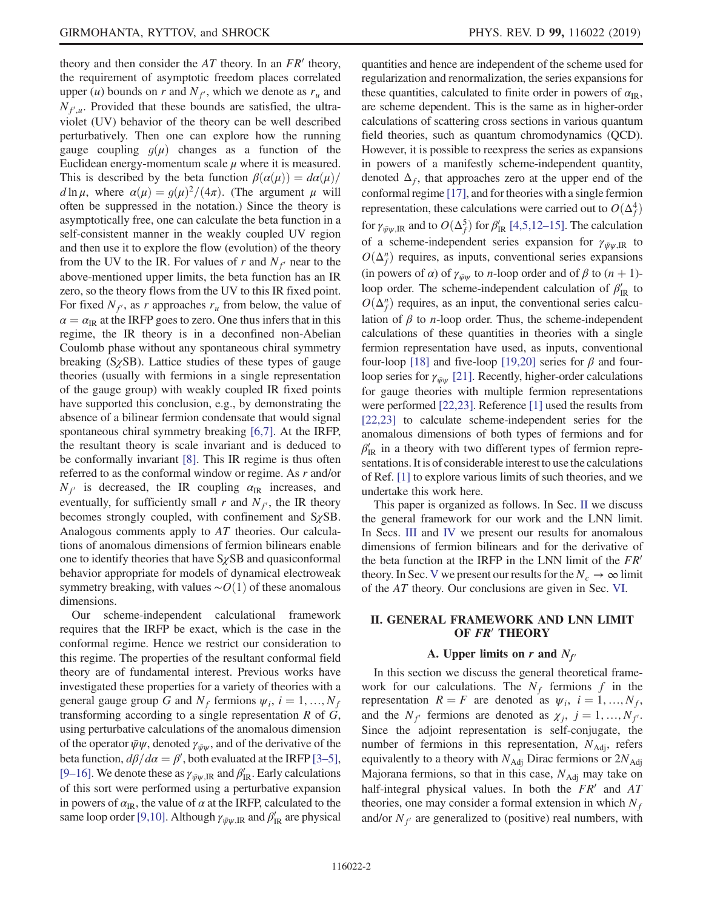theory and then consider the $AT$ theory. In an $FR'$ theory, the requirement of asymptotic freedom places correlated upper ($u$) bounds on $r$ and $N_{f'}$, which we denote as $r_u$ and $N_{f',u}$. Provided that these bounds are satisfied, the ultraviolet (UV) behavior of the theory can be well described perturbatively. Then one can explore how the running gauge coupling $g(\mu)$ changes as a function of the Euclidean energy-momentum scale $\mu$ where it is measured. This is described by the beta function $\beta(\alpha(\mu)) = d\alpha(\mu)/d\ln\mu$, where $\alpha(\mu) = g(\mu)^2/(4\pi)$. (The argument $\mu$ will often be suppressed in the notation.) Since the theory is asymptotically free, one can calculate the beta function in a self-consistent manner in the weakly coupled UV region and then use it to explore the flow (evolution) of the theory from the UV to the IR. For values of $r$ and $N_{f'}$ near to the above-mentioned upper limits, the beta function has an IR zero, so the theory flows from the UV to this IR fixed point. For fixed $N_{f'}$, as $r$ approaches $r_u$ from below, the value of $\alpha = \alpha_{\rm IR}$ at the IRFP goes to zero. One thus infers that in this regime, the IR theory is in a deconfined non-Abelian Coulomb phase without any spontaneous chiral symmetry breaking (S$\chi$SB). Lattice studies of these types of gauge theories (usually with fermions in a single representation of the gauge group) with weakly coupled IR fixed points have supported this conclusion, e.g., by demonstrating the absence of a bilinear fermion condensate that would signal spontaneous chiral symmetry breaking [6,7]. At the IRFP, the resultant theory is scale invariant and is deduced to be conformally invariant [8]. This IR regime is thus often referred to as the conformal window or regime. As $r$ and/or $N_{f'}$ is decreased, the IR coupling $\alpha_{\rm IR}$ increases, and eventually, for sufficiently small $r$ and $N_{f'}$, the IR theory becomes strongly coupled, with confinement and S$\chi$SB. Analogous comments apply to $AT$ theories. Our calculations of anomalous dimensions of fermion bilinears enable one to identify theories that have S$\chi$SB and quasiconformal behavior appropriate for models of dynamical electroweak symmetry breaking, with values $\sim O(1)$ of these anomalous dimensions.

Our scheme-independent calculational framework requires that the IRFP be exact, which is the case in the conformal regime. Hence we restrict our consideration to this regime. The properties of the resultant conformal field theory are of fundamental interest. Previous works have investigated these properties for a variety of theories with a general gauge group $G$ and $N_f$ fermions $\psi_i$, $i = 1, \ldots, N_f$ transforming according to a single representation $R$ of $G$, using perturbative calculations of the anomalous dimension of the operator $\bar\psi\psi$, denoted $\gamma_{\bar\psi\psi}$, and of the derivative of the beta function, $d\beta/d\alpha = \beta'$, both evaluated at the IRFP [3–5], [9–16]. We denote these as $\gamma_{\bar\psi\psi,\rm IR}$ and $\beta'_{\rm IR}$. Early calculations of this sort were performed using a perturbative expansion in powers of $\alpha_{\rm IR}$, the value of $\alpha$ at the IRFP, calculated to the same loop order [9,10]. Although $\gamma_{\bar\psi\psi,\rm IR}$ and $\beta'_{\rm IR}$ are physical quantities and hence are independent of the scheme used for regularization and renormalization, the series expansions for these quantities, calculated to finite order in powers of $\alpha_{\rm IR}$, are scheme dependent. This is the same as in higher-order calculations of scattering cross sections in various quantum field theories, such as quantum chromodynamics (QCD). However, it is possible to reexpress the series as expansions in powers of a manifestly scheme-independent quantity, denoted $\Delta_f$, that approaches zero at the upper end of the conformal regime [17], and for theories with a single fermion representation, these calculations were carried out to $O(\Delta_f^4)$ for $\gamma_{\bar\psi\psi,\rm IR}$ and to $O(\Delta_f^5)$ for $\beta'_{\rm IR}$ [4,5,12–15]. The calculation of a scheme-independent series expansion for $\gamma_{\bar\psi\psi,\rm IR}$ to $O(\Delta_f^n)$ requires, as inputs, conventional series expansions (in powers of $\alpha$) of $\gamma_{\bar\psi\psi}$ to $n$-loop order and of $\beta$ to $(n+1)$-loop order. The scheme-independent calculation of $\beta'_{\rm IR}$ to $O(\Delta_f^n)$ requires, as an input, the conventional series calculation of $\beta$ to $n$-loop order. Thus, the scheme-independent calculations of these quantities in theories with a single fermion representation have used, as inputs, conventional four-loop [18] and five-loop [19,20] series for $\beta$ and four-loop series for $\gamma_{\bar\psi\psi}$ [21]. Recently, higher-order calculations for gauge theories with multiple fermion representations were performed [22,23]. Reference [1] used the results from [22,23] to calculate scheme-independent series for the anomalous dimensions of both types of fermions and for $\beta'_{\rm IR}$ in a theory with two different types of fermion representations. It is of considerable interest to use the calculations of Ref. [1] to explore various limits of such theories, and we undertake this work here.

This paper is organized as follows. In Sec. II we discuss the general framework for our work and the LNN limit. In Secs. III and IV we present our results for anomalous dimensions of fermion bilinears and for the derivative of the beta function at the IRFP in the LNN limit of the $FR'$ theory. In Sec. V we present our results for the $N_c \to \infty$ limit of the $AT$ theory. Our conclusions are given in Sec. VI.

## II. GENERAL FRAMEWORK AND LNN LIMIT OF $FR'$ THEORY

### A. Upper limits on $r$ and $N_{f'}$

In this section we discuss the general theoretical framework for our calculations. The $N_f$ fermions $f$ in the representation $R = F$ are denoted as $\psi_i$, $i = 1, \ldots, N_f$, and the $N_{f'}$ fermions are denoted as $\chi_j$, $j = 1, \ldots, N_{f'}$. Since the adjoint representation is self-conjugate, the number of fermions in this representation, $N_{\rm Adj}$, refers equivalently to a theory with $N_{\rm Adj}$ Dirac fermions or $2N_{\rm Adj}$ Majorana fermions, so that in this case, $N_{\rm Adj}$ may take on half-integral physical values. In both the $FR'$ and $AT$ theories, one may consider a formal extension in which $N_f$ and/or $N_{f'}$ are generalized to (positive) real numbers, with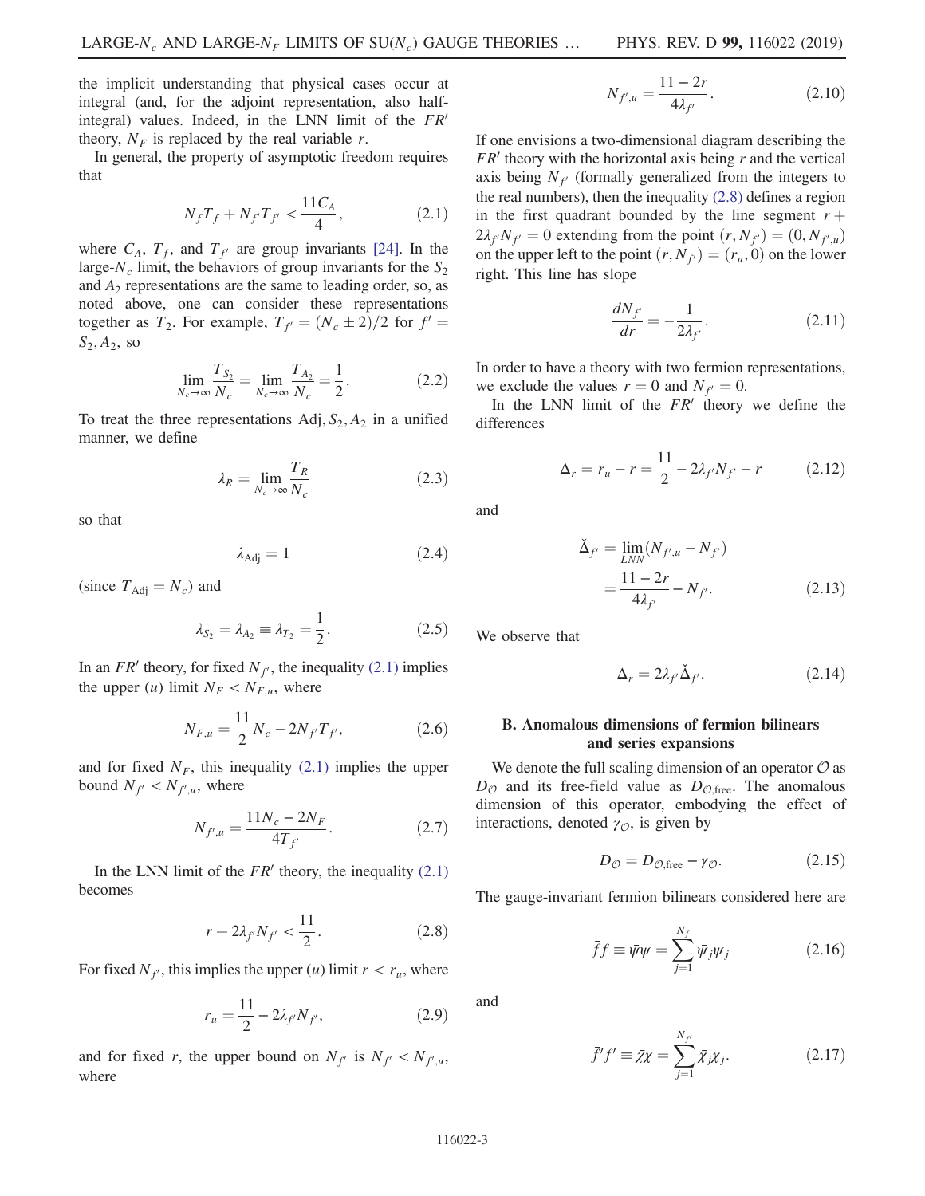the implicit understanding that physical cases occur at integral (and, for the adjoint representation, also half-integral) values. Indeed, in the LNN limit of the $FR'$ theory, $N_F$ is replaced by the real variable $r$.

In general, the property of asymptotic freedom requires that

$$N_f T_f + N_{f'} T_{f'} < \frac{11 C_A}{4}, \tag{2.1}$$

where $C_A$, $T_f$, and $T_{f'}$ are group invariants [24]. In the large-$N_c$ limit, the behaviors of group invariants for the $S_2$ and $A_2$ representations are the same to leading order, so, as noted above, one can consider these representations together as $T_2$. For example, $T_{f'} = (N_c \pm 2)/2$ for $f' = S_2, A_2$, so

$$\lim_{N_c \to \infty} \frac{T_{S_2}}{N_c} = \lim_{N_c \to \infty} \frac{T_{A_2}}{N_c} = \frac{1}{2}. \tag{2.2}$$

To treat the three representations $\text{Adj}, S_2, A_2$ in a unified manner, we define

$$\lambda_R = \lim_{N_c \to \infty} \frac{T_R}{N_c} \tag{2.3}$$

so that

$$\lambda_{\text{Adj}} = 1 \tag{2.4}$$

(since $T_{\text{Adj}} = N_c$) and

$$\lambda_{S_2} = \lambda_{A_2} \equiv \lambda_{T_2} = \frac{1}{2}. \tag{2.5}$$

In an $FR'$ theory, for fixed $N_{f'}$, the inequality (2.1) implies the upper ($u$) limit $N_F < N_{F,u}$, where

$$N_{F,u} = \frac{11}{2} N_c - 2 N_{f'} T_{f'}, \tag{2.6}$$

and for fixed $N_F$, this inequality (2.1) implies the upper bound $N_{f'} < N_{f',u}$, where

$$N_{f',u} = \frac{11 N_c - 2 N_F}{4 T_{f'}}. \tag{2.7}$$

In the LNN limit of the $FR'$ theory, the inequality (2.1) becomes

$$r + 2\lambda_{f'} N_{f'} < \frac{11}{2}. \tag{2.8}$$

For fixed $N_{f'}$, this implies the upper ($u$) limit $r < r_u$, where

$$r_u = \frac{11}{2} - 2\lambda_{f'} N_{f'}, \tag{2.9}$$

and for fixed $r$, the upper bound on $N_{f'}$ is $N_{f'} < N_{f',u}$, where

$$N_{f',u} = \frac{11 - 2r}{4\lambda_{f'}}. \tag{2.10}$$

If one envisions a two-dimensional diagram describing the $FR'$ theory with the horizontal axis being $r$ and the vertical axis being $N_{f'}$ (formally generalized from the integers to the real numbers), then the inequality (2.8) defines a region in the first quadrant bounded by the line segment $r + 2\lambda_{f'} N_{f'} = 0$ extending from the point $(r, N_{f'}) = (0, N_{f',u})$ on the upper left to the point $(r, N_{f'}) = (r_u, 0)$ on the lower right. This line has slope

$$\frac{dN_{f'}}{dr} = -\frac{1}{2\lambda_{f'}}. \tag{2.11}$$

In order to have a theory with two fermion representations, we exclude the values $r = 0$ and $N_{f'} = 0$.

In the LNN limit of the $FR'$ theory we define the differences

$$\Delta_r = r_u - r = \frac{11}{2} - 2\lambda_{f'} N_{f'} - r \tag{2.12}$$

and

$$\begin{aligned} \check{\Delta}_{f'} &= \lim_{LNN} (N_{f',u} - N_{f'}) \\ &= \frac{11 - 2r}{4\lambda_{f'}} - N_{f'}. \end{aligned} \tag{2.13}$$

We observe that

$$\Delta_r = 2\lambda_{f'} \check{\Delta}_{f'}. \tag{2.14}$$

### B. Anomalous dimensions of fermion bilinears and series expansions

We denote the full scaling dimension of an operator $\mathcal{O}$ as $D_{\mathcal{O}}$ and its free-field value as $D_{\mathcal{O},\text{free}}$. The anomalous dimension of this operator, embodying the effect of interactions, denoted $\gamma_{\mathcal{O}}$, is given by

$$D_{\mathcal{O}} = D_{\mathcal{O},\text{free}} - \gamma_{\mathcal{O}}. \tag{2.15}$$

The gauge-invariant fermion bilinears considered here are

$$\bar{f} f \equiv \bar{\psi}\psi = \sum_{j=1}^{N_f} \bar{\psi}_j \psi_j \tag{2.16}$$

and

$$\bar{f}' f' \equiv \bar{\chi}\chi = \sum_{j=1}^{N_{f'}} \bar{\chi}_j \chi_j. \tag{2.17}$$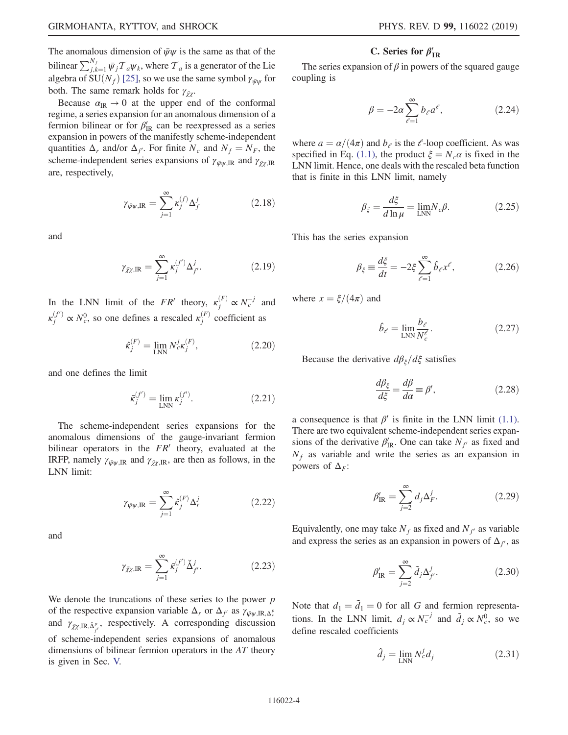The anomalous dimension of $\bar{\psi}\psi$ is the same as that of the bilinear $\sum_{j,k=1}^{N_f} \bar{\psi}_j \mathcal{T}_a \psi_k$, where $\mathcal{T}_a$ is a generator of the Lie algebra of $\mathrm{SU}(N_f)$ [25], so we use the same symbol $\gamma_{\bar{\psi}\psi}$ for both. The same remark holds for $\gamma_{\bar{\chi}\chi}$.

Because $\alpha_{\mathrm{IR}} \to 0$ at the upper end of the conformal regime, a series expansion for an anomalous dimension of a fermion bilinear or for $\beta'_{\mathrm{IR}}$ can be reexpressed as a series expansion in powers of the manifestly scheme-independent quantities $\Delta_r$ and/or $\Delta_{f'}$. For finite $N_c$ and $N_f = N_F$, the scheme-independent series expansions of $\gamma_{\bar{\psi}\psi,\mathrm{IR}}$ and $\gamma_{\bar{\chi}\chi,\mathrm{IR}}$ are, respectively,

$$\gamma_{\bar{\psi}\psi,\mathrm{IR}} = \sum_{j=1}^{\infty} \kappa_j^{(f)} \Delta_f^j \tag{2.18}$$

and

$$\gamma_{\bar{\chi}\chi,\mathrm{IR}} = \sum_{j=1}^{\infty} \kappa_j^{(f')} \Delta_{f'}^j. \tag{2.19}$$

In the LNN limit of the $FR'$ theory, $\kappa_j^{(F)} \propto N_c^{-j}$ and $\kappa_j^{(f')} \propto N_c^0$, so one defines a rescaled $\kappa_j^{(F)}$ coefficient as

$$\hat{\kappa}_j^{(F)} = \lim_{\mathrm{LNN}} N_c^j \kappa_j^{(F)}, \tag{2.20}$$

and one defines the limit

$$\bar{\kappa}_j^{(f')} = \lim_{\mathrm{LNN}} \kappa_j^{(f')}. \tag{2.21}$$

The scheme-independent series expansions for the anomalous dimensions of the gauge-invariant fermion bilinear operators in the $FR'$ theory, evaluated at the IRFP, namely $\gamma_{\bar{\psi}\psi,\mathrm{IR}}$ and $\gamma_{\bar{\chi}\chi,\mathrm{IR}}$, are then as follows, in the LNN limit:

$$\gamma_{\bar{\psi}\psi,\mathrm{IR}} = \sum_{j=1}^{\infty} \hat{\kappa}_j^{(F)} \Delta_r^j \tag{2.22}$$

and

$$\gamma_{\bar{\chi}\chi,\mathrm{IR}} = \sum_{j=1}^{\infty} \bar{\kappa}_j^{(f')} \check{\Delta}_{f'}^j. \tag{2.23}$$

We denote the truncations of these series to the power $p$ of the respective expansion variable $\Delta_r$ or $\Delta_{f'}$ as $\gamma_{\bar{\psi}\psi,\mathrm{IR},\Delta_r^p}$ and $\gamma_{\bar{\chi}\chi,\mathrm{IR},\check{\Delta}_{f'}^p}$, respectively. A corresponding discussion of scheme-independent series expansions of anomalous dimensions of bilinear fermion operators in the $AT$ theory is given in Sec. V.

### C. Series for $\beta'_{\mathrm{IR}}$

The series expansion of $\beta$ in powers of the squared gauge coupling is

$$\beta = -2\alpha \sum_{\ell=1}^{\infty} b_\ell a^\ell, \tag{2.24}$$

where $a = \alpha/(4\pi)$ and $b_\ell$ is the $\ell$-loop coefficient. As was specified in Eq. (1.1), the product $\xi = N_c \alpha$ is fixed in the LNN limit. Hence, one deals with the rescaled beta function that is finite in this LNN limit, namely

$$\beta_\xi = \frac{d\xi}{d\ln\mu} = \lim_{\mathrm{LNN}} N_c \beta. \tag{2.25}$$

This has the series expansion

$$\beta_\xi \equiv \frac{d\xi}{dt} = -2\xi \sum_{\ell=1}^{\infty} \hat{b}_\ell x^\ell, \tag{2.26}$$

where $x = \xi/(4\pi)$ and

$$\hat{b}_\ell = \lim_{\mathrm{LNN}} \frac{b_\ell}{N_c^\ell}. \tag{2.27}$$

Because the derivative $d\beta_\xi/d\xi$ satisfies

$$\frac{d\beta_\xi}{d\xi} = \frac{d\beta}{d\alpha} \equiv \beta', \tag{2.28}$$

a consequence is that $\beta'$ is finite in the LNN limit (1.1). There are two equivalent scheme-independent series expansions of the derivative $\beta'_{\mathrm{IR}}$. One can take $N_{f'}$ as fixed and $N_f$ as variable and write the series as an expansion in powers of $\Delta_F$:

$$\beta'_{\mathrm{IR}} = \sum_{j=2}^{\infty} d_j \Delta_F^j. \tag{2.29}$$

Equivalently, one may take $N_f$ as fixed and $N_{f'}$ as variable and express the series as an expansion in powers of $\Delta_{f'}$, as

$$\beta'_{\mathrm{IR}} = \sum_{j=2}^{\infty} \tilde{d}_j \Delta_{f'}^j. \tag{2.30}$$

Note that $d_1 = \tilde{d}_1 = 0$ for all $G$ and fermion representations. In the LNN limit, $d_j \propto N_c^{-j}$ and $\tilde{d}_j \propto N_c^0$, so we define rescaled coefficients

$$\hat{d}_j = \lim_{\mathrm{LNN}} N_c^j d_j \tag{2.31}$$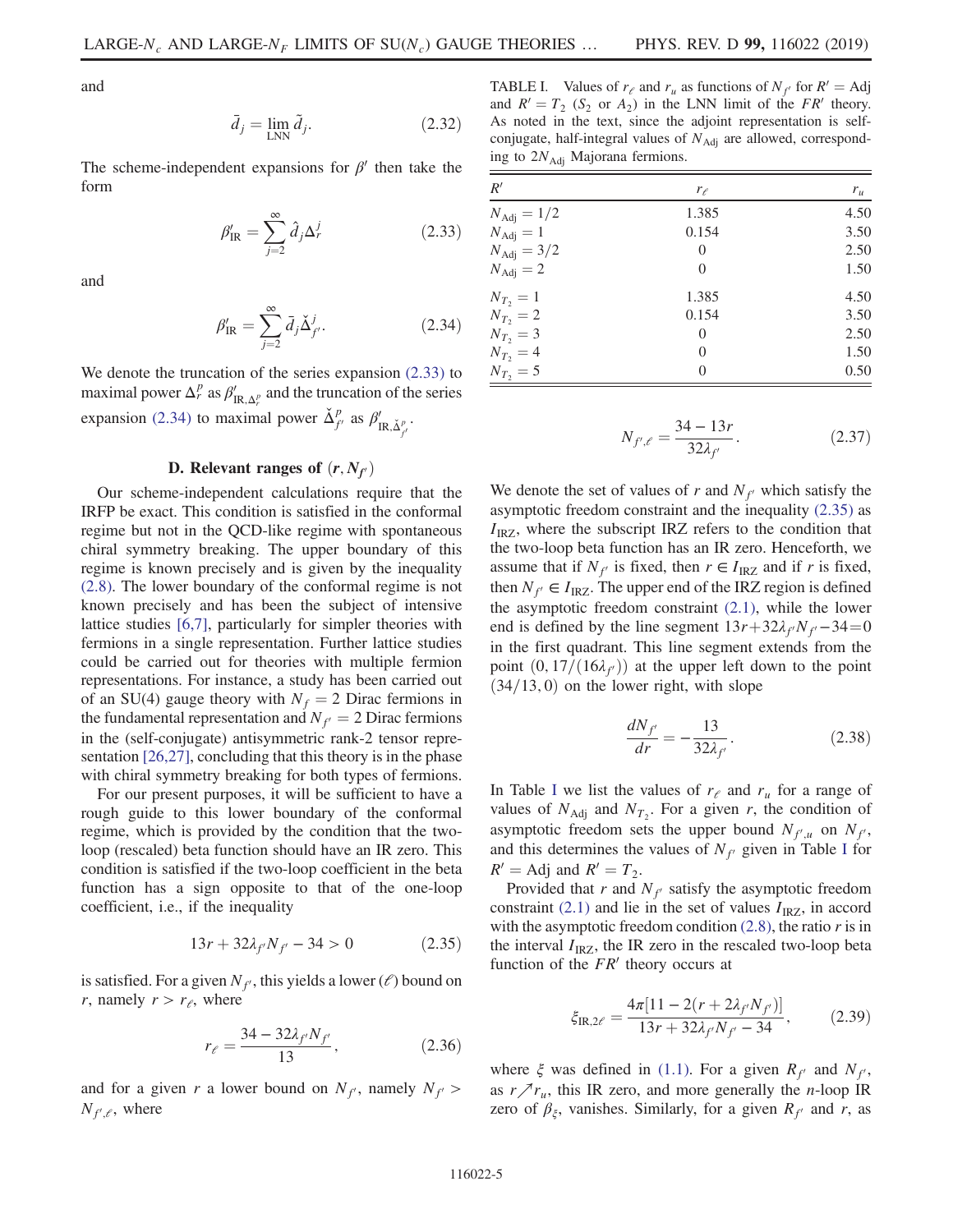and

$$\bar{d}_j = \lim_{\rm LNN} \tilde{d}_j. \tag{2.32}$$

The scheme-independent expansions for $\beta'$ then take the form

$$\beta'_{\rm IR} = \sum_{j=2}^{\infty} \hat{d}_j \Delta_r^j \tag{2.33}$$

and

$$\beta'_{\rm IR} = \sum_{j=2}^{\infty} \bar{d}_j \check{\Delta}_{f'}^j. \tag{2.34}$$

We denote the truncation of the series expansion (2.33) to maximal power $\Delta_r^p$ as $\beta'_{{\rm IR},\Delta_r^p}$ and the truncation of the series expansion (2.34) to maximal power $\check{\Delta}_{f'}^p$ as $\beta'_{{\rm IR},\check{\Delta}_{f'}^p}$.

### D. Relevant ranges of $(r, N_{f'})$

Our scheme-independent calculations require that the IRFP be exact. This condition is satisfied in the conformal regime but not in the QCD-like regime with spontaneous chiral symmetry breaking. The upper boundary of this regime is known precisely and is given by the inequality (2.8). The lower boundary of the conformal regime is not known precisely and has been the subject of intensive lattice studies [6,7], particularly for simpler theories with fermions in a single representation. Further lattice studies could be carried out for theories with multiple fermion representations. For instance, a study has been carried out of an SU(4) gauge theory with $N_f = 2$ Dirac fermions in the fundamental representation and $N_{f'} = 2$ Dirac fermions in the (self-conjugate) antisymmetric rank-2 tensor representation [26,27], concluding that this theory is in the phase with chiral symmetry breaking for both types of fermions.

For our present purposes, it will be sufficient to have a rough guide to this lower boundary of the conformal regime, which is provided by the condition that the two-loop (rescaled) beta function should have an IR zero. This condition is satisfied if the two-loop coefficient in the beta function has a sign opposite to that of the one-loop coefficient, i.e., if the inequality

$$13r + 32\lambda_{f'} N_{f'} - 34 > 0 \tag{2.35}$$

is satisfied. For a given $N_{f'}$, this yields a lower ($\ell$) bound on $r$, namely $r > r_\ell$, where

$$r_\ell = \frac{34 - 32\lambda_{f'} N_{f'}}{13}, \tag{2.36}$$

and for a given $r$ a lower bound on $N_{f'}$, namely $N_{f'} > N_{f',\ell}$, where

TABLE I. Values of $r_\ell$ and $r_u$ as functions of $N_{f'}$ for $R' = {\rm Adj}$ and $R' = T_2$ ($S_2$ or $A_2$) in the LNN limit of the $FR'$ theory. As noted in the text, since the adjoint representation is self-conjugate, half-integral values of $N_{\rm Adj}$ are allowed, corresponding to $2N_{\rm Adj}$ Majorana fermions.

| $R'$ | $r_\ell$ | $r_u$ |
|---|---|---|
| $N_{\rm Adj} = 1/2$ | 1.385 | 4.50 |
| $N_{\rm Adj} = 1$ | 0.154 | 3.50 |
| $N_{\rm Adj} = 3/2$ | 0 | 2.50 |
| $N_{\rm Adj} = 2$ | 0 | 1.50 |
| $N_{T_2} = 1$ | 1.385 | 4.50 |
| $N_{T_2} = 2$ | 0.154 | 3.50 |
| $N_{T_2} = 3$ | 0 | 2.50 |
| $N_{T_2} = 4$ | 0 | 1.50 |
| $N_{T_2} = 5$ | 0 | 0.50 |

$$N_{f',\ell} = \frac{34 - 13r}{32\lambda_{f'}}. \tag{2.37}$$

We denote the set of values of $r$ and $N_{f'}$ which satisfy the asymptotic freedom constraint and the inequality (2.35) as $I_{\rm IRZ}$, where the subscript IRZ refers to the condition that the two-loop beta function has an IR zero. Henceforth, we assume that if $N_{f'}$ is fixed, then $r \in I_{\rm IRZ}$ and if $r$ is fixed, then $N_{f'} \in I_{\rm IRZ}$. The upper end of the IRZ region is defined the asymptotic freedom constraint (2.1), while the lower end is defined by the line segment $13r + 32\lambda_{f'} N_{f'} - 34 = 0$ in the first quadrant. This line segment extends from the point $(0, 17/(16\lambda_{f'}))$ at the upper left down to the point $(34/13, 0)$ on the lower right, with slope

$$\frac{dN_{f'}}{dr} = -\frac{13}{32\lambda_{f'}}. \tag{2.38}$$

In Table I we list the values of $r_\ell$ and $r_u$ for a range of values of $N_{\rm Adj}$ and $N_{T_2}$. For a given $r$, the condition of asymptotic freedom sets the upper bound $N_{f',u}$ on $N_{f'}$, and this determines the values of $N_{f'}$ given in Table I for $R' = {\rm Adj}$ and $R' = T_2$.

Provided that $r$ and $N_{f'}$ satisfy the asymptotic freedom constraint (2.1) and lie in the set of values $I_{\rm IRZ}$, in accord with the asymptotic freedom condition (2.8), the ratio $r$ is in the interval $I_{\rm IRZ}$, the IR zero in the rescaled two-loop beta function of the $FR'$ theory occurs at

$$\xi_{{\rm IR},2\ell} = \frac{4\pi[11 - 2(r + 2\lambda_{f'} N_{f'})]}{13r + 32\lambda_{f'} N_{f'} - 34}, \tag{2.39}$$

where $\xi$ was defined in (1.1). For a given $R_{f'}$ and $N_{f'}$, as $r \nearrow r_u$, this IR zero, and more generally the $n$-loop IR zero of $\beta_\xi$, vanishes. Similarly, for a given $R_{f'}$ and $r$, as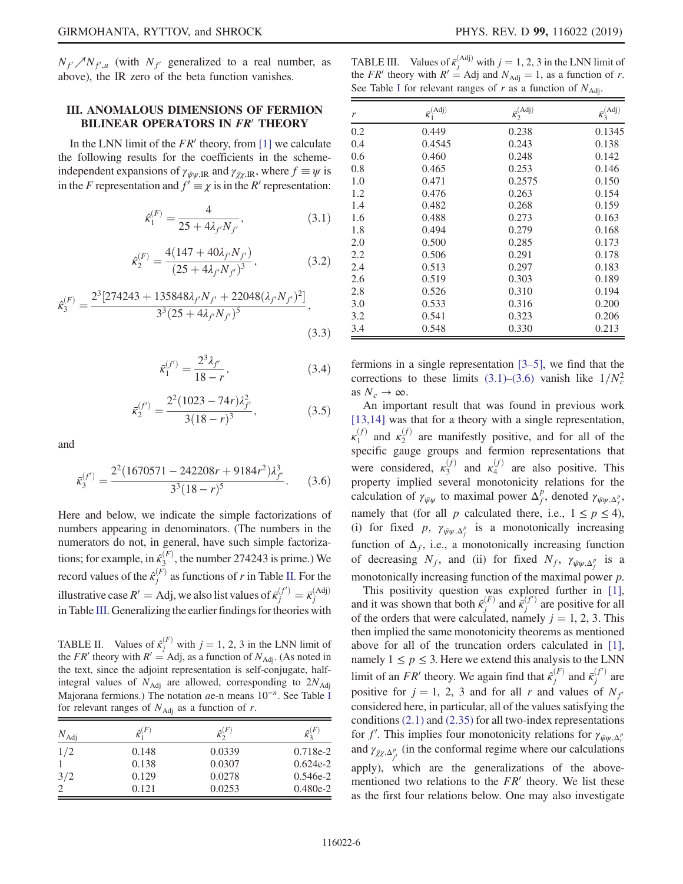$N_{f'} \nearrow N_{f',u}$ (with $N_{f'}$ generalized to a real number, as above), the IR zero of the beta function vanishes.

## III. ANOMALOUS DIMENSIONS OF FERMION BILINEAR OPERATORS IN $FR'$ THEORY

In the LNN limit of the $FR'$ theory, from [1] we calculate the following results for the coefficients in the scheme-independent expansions of $\gamma_{\bar\psi\psi,\mathrm{IR}}$ and $\gamma_{\bar\chi\chi,\mathrm{IR}}$, where $f \equiv \psi$ is in the $F$ representation and $f' \equiv \chi$ is in the $R'$ representation:

$$\hat\kappa_1^{(F)} = \frac{4}{25 + 4\lambda_{f'}N_{f'}}, \tag{3.1}$$

$$\hat\kappa_2^{(F)} = \frac{4(147 + 40\lambda_{f'}N_{f'})}{(25 + 4\lambda_{f'}N_{f'})^3}, \tag{3.2}$$

$$\hat\kappa_3^{(F)} = \frac{2^3[274243 + 135848\lambda_{f'}N_{f'} + 22048(\lambda_{f'}N_{f'})^2]}{3^3(25 + 4\lambda_{f'}N_{f'})^5}, \tag{3.3}$$

$$\bar\kappa_1^{(f')} = \frac{2^3\lambda_{f'}}{18 - r}, \tag{3.4}$$

$$\bar\kappa_2^{(f')} = \frac{2^2(1023 - 74r)\lambda_{f'}^2}{3(18 - r)^3}, \tag{3.5}$$

and

$$\bar\kappa_3^{(f')} = \frac{2^2(1670571 - 242208r + 9184r^2)\lambda_{f'}^3}{3^3(18 - r)^5}. \tag{3.6}$$

Here and below, we indicate the simple factorizations of numbers appearing in denominators. (The numbers in the numerators do not, in general, have such simple factorizations; for example, in $\hat\kappa_3^{(F)}$, the number 274243 is prime.) We record values of the $\hat\kappa_j^{(F)}$ as functions of $r$ in Table II. For the illustrative case $R' = \mathrm{Adj}$, we also list values of $\bar\kappa_j^{(f')} = \bar\kappa_j^{(\mathrm{Adj})}$ in Table III. Generalizing the earlier findings for theories with fermions in a single representation [3–5], we find that the corrections to these limits (3.1)–(3.6) vanish like $1/N_c^2$ as $N_c \to \infty$.

TABLE II. Values of $\hat\kappa_j^{(F)}$ with $j = 1, 2, 3$ in the LNN limit of the $FR'$ theory with $R' = \mathrm{Adj}$, as a function of $N_{\mathrm{Adj}}$. (As noted in the text, since the adjoint representation is self-conjugate, half-integral values of $N_{\mathrm{Adj}}$ are allowed, corresponding to $2N_{\mathrm{Adj}}$ Majorana fermions.) The notation $a$e-n means $10^{-n}$. See Table I for relevant ranges of $N_{\mathrm{Adj}}$ as a function of $r$.

| $N_{\mathrm{Adj}}$ | $\hat\kappa_1^{(F)}$ | $\hat\kappa_2^{(F)}$ | $\hat\kappa_3^{(F)}$ |
|---|---|---|---|
| 1/2 | 0.148 | 0.0339 | 0.718e-2 |
| 1 | 0.138 | 0.0307 | 0.624e-2 |
| 3/2 | 0.129 | 0.0278 | 0.546e-2 |
| 2 | 0.121 | 0.0253 | 0.480e-2 |

TABLE III. Values of $\bar\kappa_j^{(\mathrm{Adj})}$ with $j = 1, 2, 3$ in the LNN limit of the $FR'$ theory with $R' = \mathrm{Adj}$ and $N_{\mathrm{Adj}} = 1$, as a function of $r$. See Table I for relevant ranges of $r$ as a function of $N_{\mathrm{Adj}}$.

| $r$ | $\bar\kappa_1^{(\mathrm{Adj})}$ | $\bar\kappa_2^{(\mathrm{Adj})}$ | $\bar\kappa_3^{(\mathrm{Adj})}$ |
|---|---|---|---|
| 0.2 | 0.449 | 0.238 | 0.1345 |
| 0.4 | 0.4545 | 0.243 | 0.138 |
| 0.6 | 0.460 | 0.248 | 0.142 |
| 0.8 | 0.465 | 0.253 | 0.146 |
| 1.0 | 0.471 | 0.2575 | 0.150 |
| 1.2 | 0.476 | 0.263 | 0.154 |
| 1.4 | 0.482 | 0.268 | 0.159 |
| 1.6 | 0.488 | 0.273 | 0.163 |
| 1.8 | 0.494 | 0.279 | 0.168 |
| 2.0 | 0.500 | 0.285 | 0.173 |
| 2.2 | 0.506 | 0.291 | 0.178 |
| 2.4 | 0.513 | 0.297 | 0.183 |
| 2.6 | 0.519 | 0.303 | 0.189 |
| 2.8 | 0.526 | 0.310 | 0.194 |
| 3.0 | 0.533 | 0.316 | 0.200 |
| 3.2 | 0.541 | 0.323 | 0.206 |
| 3.4 | 0.548 | 0.330 | 0.213 |

An important result that was found in previous work [13,14] was that for a theory with a single representation, $\kappa_1^{(f)}$ and $\kappa_2^{(f)}$ are manifestly positive, and for all of the specific gauge groups and fermion representations that were considered, $\kappa_3^{(f)}$ and $\kappa_4^{(f)}$ are also positive. This property implied several monotonicity relations for the calculation of $\gamma_{\bar\psi\psi}$ to maximal power $\Delta_f^p$, denoted $\gamma_{\bar\psi\psi,\Delta_f^p}$, namely that (for all $p$ calculated there, i.e., $1 \le p \le 4$), (i) for fixed $p$, $\gamma_{\bar\psi\psi,\Delta_f^p}$ is a monotonically increasing function of $\Delta_f$, i.e., a monotonically increasing function of decreasing $N_f$, and (ii) for fixed $N_f$, $\gamma_{\bar\psi\psi,\Delta_f^p}$ is a monotonically increasing function of the maximal power $p$.

This positivity question was explored further in [1], and it was shown that both $\hat\kappa_j^{(F)}$ and $\bar\kappa_j^{(f')}$ are positive for all of the orders that were calculated, namely $j = 1, 2, 3$. This then implied the same monotonicity theorems as mentioned above for all of the truncation orders calculated in [1], namely $1 \le p \le 3$. Here we extend this analysis to the LNN limit of an $FR'$ theory. We again find that $\hat\kappa_j^{(F)}$ and $\bar\kappa_j^{(f')}$ are positive for $j = 1, 2, 3$ and for all $r$ and values of $N_{f'}$ considered here, in particular, all of the values satisfying the conditions (2.1) and (2.35) for all two-index representations for $f'$. This implies four monotonicity relations for $\gamma_{\bar\psi\psi,\Delta_r^p}$ and $\gamma_{\bar\chi\chi,\Delta_{f'}^p}$ (in the conformal regime where our calculations apply), which are the generalizations of the above-mentioned two relations to the $FR'$ theory. We list these as the first four relations below. One may also investigate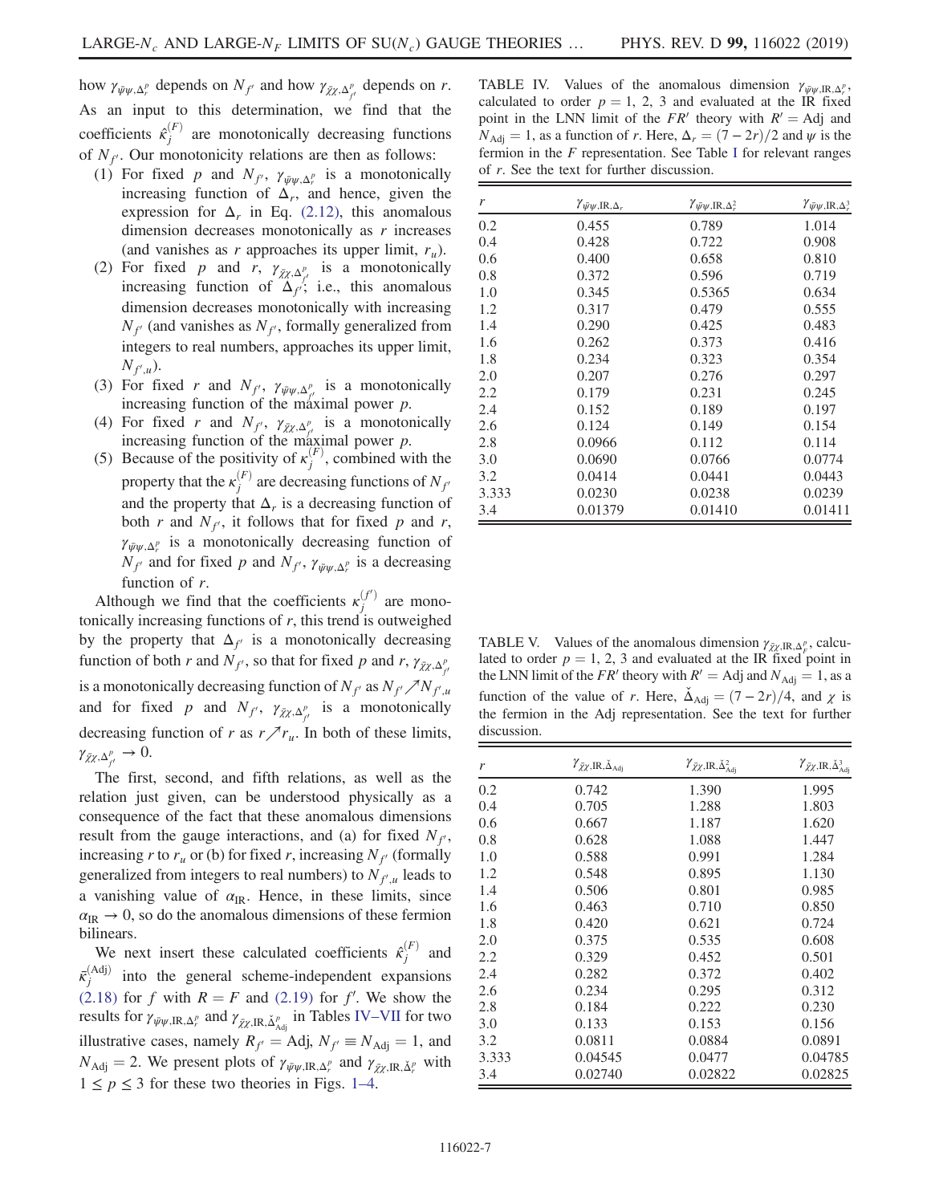how $\gamma_{\bar\psi\psi,\Delta_r^p}$ depends on $N_{f'}$ and how $\gamma_{\bar\chi\chi,\Delta_{f'}^p}$ depends on $r$. As an input to this determination, we find that the coefficients $\hat\kappa_j^{(F)}$ are monotonically decreasing functions of $N_{f'}$. Our monotonicity relations are then as follows:

(1) For fixed $p$ and $N_{f'}$, $\gamma_{\bar\psi\psi,\Delta_r^p}$ is a monotonically increasing function of $\Delta_r$, and hence, given the expression for $\Delta_r$ in Eq. (2.12), this anomalous dimension decreases monotonically as $r$ increases (and vanishes as $r$ approaches its upper limit, $r_u$).

(2) For fixed $p$ and $r$, $\gamma_{\bar\chi\chi,\Delta_{f'}^p}$ is a monotonically increasing function of $\Delta_{f'}$; i.e., this anomalous dimension decreases monotonically with increasing $N_{f'}$ (and vanishes as $N_{f'}$, formally generalized from integers to real numbers, approaches its upper limit, $N_{f',u}$).

(3) For fixed $r$ and $N_{f'}$, $\gamma_{\bar\psi\psi,\Delta_{f'}^p}$ is a monotonically increasing function of the maximal power $p$.

(4) For fixed $r$ and $N_{f'}$, $\gamma_{\bar\chi\chi,\Delta_{f'}^p}$ is a monotonically increasing function of the maximal power $p$.

(5) Because of the positivity of $\kappa_j^{(F)}$, combined with the property that the $\kappa_j^{(F)}$ are decreasing functions of $N_{f'}$ and the property that $\Delta_r$ is a decreasing function of both $r$ and $N_{f'}$, it follows that for fixed $p$ and $r$, $\gamma_{\bar\psi\psi,\Delta_r^p}$ is a monotonically decreasing function of $N_{f'}$ and for fixed $p$ and $N_{f'}$, $\gamma_{\bar\psi\psi,\Delta_r^p}$ is a decreasing function of $r$.

Although we find that the coefficients $\kappa_j^{(f')}$ are monotonically increasing functions of $r$, this trend is outweighed by the property that $\Delta_{f'}$ is a monotonically decreasing function of both $r$ and $N_{f'}$, so that for fixed $p$ and $r$, $\gamma_{\bar\chi\chi,\Delta_{f'}^p}$ is a monotonically decreasing function of $N_{f'}$ as $N_{f'} \nearrow N_{f',u}$ and for fixed $p$ and $N_{f'}$, $\gamma_{\bar\chi\chi,\Delta_{f'}^p}$ is a monotonically decreasing function of $r$ as $r \nearrow r_u$. In both of these limits, $\gamma_{\bar\chi\chi,\Delta_{f'}^p} \to 0$.

The first, second, and fifth relations, as well as the relation just given, can be understood physically as a consequence of the fact that these anomalous dimensions result from the gauge interactions, and (a) for fixed $N_{f'}$, increasing $r$ to $r_u$ or (b) for fixed $r$, increasing $N_{f'}$ (formally generalized from integers to real numbers) to $N_{f',u}$ leads to a vanishing value of $\alpha_{\rm IR}$. Hence, in these limits, since $\alpha_{\rm IR} \to 0$, so do the anomalous dimensions of these fermion bilinears.

We next insert these calculated coefficients $\hat\kappa_j^{(F)}$ and $\breve\kappa_j^{(\rm Adj)}$ into the general scheme-independent expansions (2.18) for $f$ with $R = F$ and (2.19) for $f'$. We show the results for $\gamma_{\bar\psi\psi,{\rm IR},\Delta_r^p}$ and $\gamma_{\bar\chi\chi,{\rm IR},\check\Delta_{\rm Adj}^p}$ in Tables IV–VII for two illustrative cases, namely $R_{f'} = {\rm Adj}$, $N_{f'} \equiv N_{\rm Adj} = 1$, and $N_{\rm Adj} = 2$. We present plots of $\gamma_{\bar\psi\psi,{\rm IR},\Delta_r^p}$ and $\gamma_{\bar\chi\chi,{\rm IR},\check\Delta_r^p}$ with $1 \le p \le 3$ for these two theories in Figs. 1–4.

TABLE IV. Values of the anomalous dimension $\gamma_{\bar\psi\psi,{\rm IR},\Delta_r^p}$, calculated to order $p = 1$, 2, 3 and evaluated at the IR fixed point in the LNN limit of the $FR'$ theory with $R' = {\rm Adj}$ and $N_{\rm Adj} = 1$, as a function of $r$. Here, $\Delta_r = (7 - 2r)/2$ and $\psi$ is the fermion in the $F$ representation. See Table I for relevant ranges of $r$. See the text for further discussion.

| $r$ | $\gamma_{\bar\psi\psi,{\rm IR},\Delta_r}$ | $\gamma_{\bar\psi\psi,{\rm IR},\Delta_r^2}$ | $\gamma_{\bar\psi\psi,{\rm IR},\Delta_r^3}$ |
|---|---|---|---|
| 0.2 | 0.455 | 0.789 | 1.014 |
| 0.4 | 0.428 | 0.722 | 0.908 |
| 0.6 | 0.400 | 0.658 | 0.810 |
| 0.8 | 0.372 | 0.596 | 0.719 |
| 1.0 | 0.345 | 0.5365 | 0.634 |
| 1.2 | 0.317 | 0.479 | 0.555 |
| 1.4 | 0.290 | 0.425 | 0.483 |
| 1.6 | 0.262 | 0.373 | 0.416 |
| 1.8 | 0.234 | 0.323 | 0.354 |
| 2.0 | 0.207 | 0.276 | 0.297 |
| 2.2 | 0.179 | 0.231 | 0.245 |
| 2.4 | 0.152 | 0.189 | 0.197 |
| 2.6 | 0.124 | 0.149 | 0.154 |
| 2.8 | 0.0966 | 0.112 | 0.114 |
| 3.0 | 0.0690 | 0.0766 | 0.0774 |
| 3.2 | 0.0414 | 0.0441 | 0.0443 |
| 3.333 | 0.0230 | 0.0238 | 0.0239 |
| 3.4 | 0.01379 | 0.01410 | 0.01411 |

TABLE V. Values of the anomalous dimension $\gamma_{\bar\chi\chi,{\rm IR},\Delta_r^p}$, calculated to order $p = 1$, 2, 3 and evaluated at the IR fixed point in the LNN limit of the $FR'$ theory with $R' = {\rm Adj}$ and $N_{\rm Adj} = 1$, as a function of the value of $r$. Here, $\check\Delta_{\rm Adj} = (7 - 2r)/4$, and $\chi$ is the fermion in the Adj representation. See the text for further discussion.

| $r$ | $\gamma_{\bar\chi\chi,{\rm IR},\check\Delta_{\rm Adj}}$ | $\gamma_{\bar\chi\chi,{\rm IR},\check\Delta_{\rm Adj}^2}$ | $\gamma_{\bar\chi\chi,{\rm IR},\check\Delta_{\rm Adj}^3}$ |
|---|---|---|---|
| 0.2 | 0.742 | 1.390 | 1.995 |
| 0.4 | 0.705 | 1.288 | 1.803 |
| 0.6 | 0.667 | 1.187 | 1.620 |
| 0.8 | 0.628 | 1.088 | 1.447 |
| 1.0 | 0.588 | 0.991 | 1.284 |
| 1.2 | 0.548 | 0.895 | 1.130 |
| 1.4 | 0.506 | 0.801 | 0.985 |
| 1.6 | 0.463 | 0.710 | 0.850 |
| 1.8 | 0.420 | 0.621 | 0.724 |
| 2.0 | 0.375 | 0.535 | 0.608 |
| 2.2 | 0.329 | 0.452 | 0.501 |
| 2.4 | 0.282 | 0.372 | 0.402 |
| 2.6 | 0.234 | 0.295 | 0.312 |
| 2.8 | 0.184 | 0.222 | 0.230 |
| 3.0 | 0.133 | 0.153 | 0.156 |
| 3.2 | 0.0811 | 0.0884 | 0.0891 |
| 3.333 | 0.04545 | 0.0477 | 0.04785 |
| 3.4 | 0.02740 | 0.02822 | 0.02825 |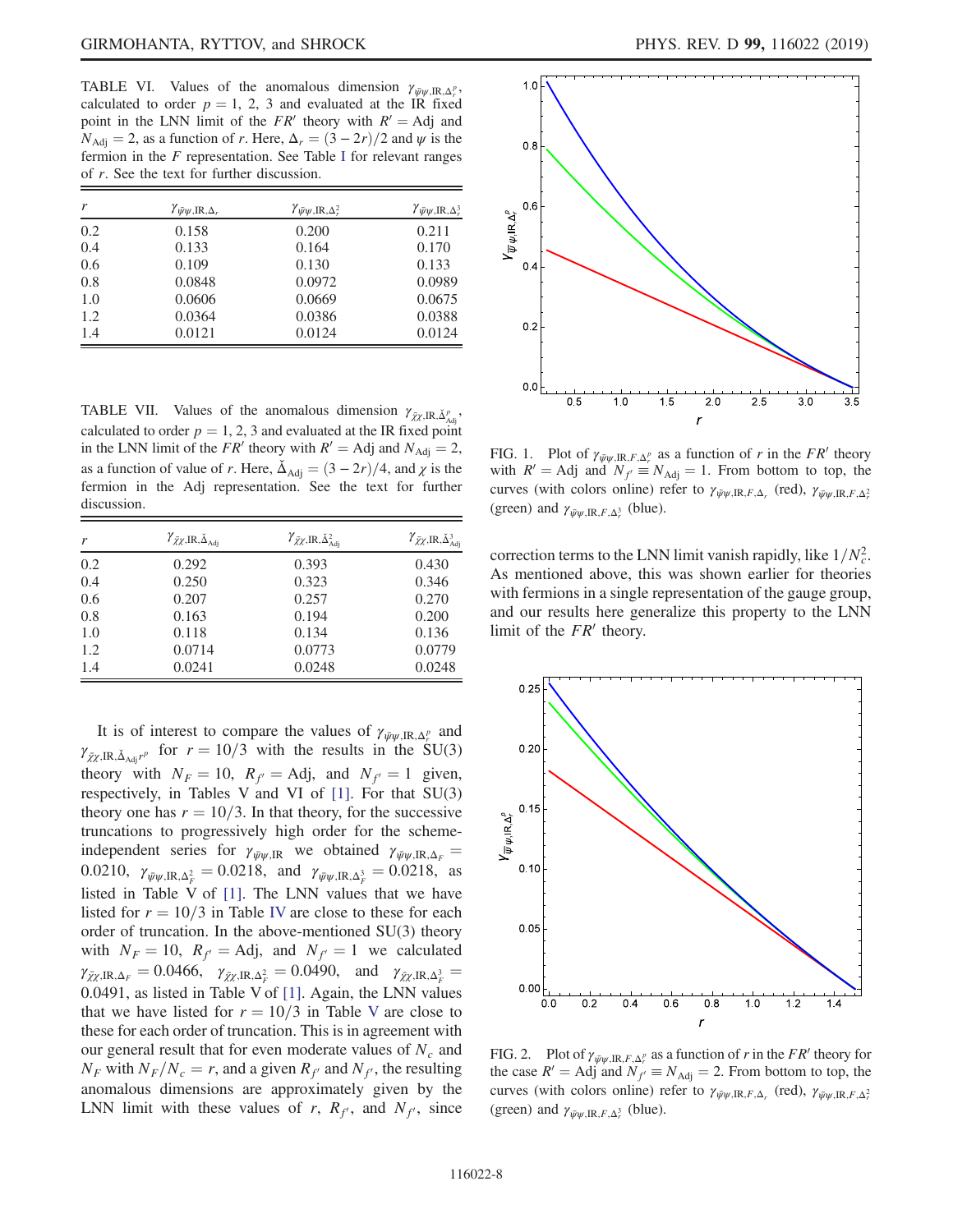TABLE VI. Values of the anomalous dimension $\gamma_{\bar{\psi}\psi,\mathrm{IR},\Delta_r^p}$, calculated to order $p = 1, 2, 3$ and evaluated at the IR fixed point in the LNN limit of the $FR'$ theory with $R' = \mathrm{Adj}$ and $N_{\mathrm{Adj}} = 2$, as a function of $r$. Here, $\Delta_r = (3 - 2r)/2$ and $\psi$ is the fermion in the $F$ representation. See Table I for relevant ranges of $r$. See the text for further discussion.

| $r$ | $\gamma_{\bar{\psi}\psi,\mathrm{IR},\Delta_r}$ | $\gamma_{\bar{\psi}\psi,\mathrm{IR},\Delta_r^2}$ | $\gamma_{\bar{\psi}\psi,\mathrm{IR},\Delta_r^3}$ |
|---|---|---|---|
| 0.2 | 0.158 | 0.200 | 0.211 |
| 0.4 | 0.133 | 0.164 | 0.170 |
| 0.6 | 0.109 | 0.130 | 0.133 |
| 0.8 | 0.0848 | 0.0972 | 0.0989 |
| 1.0 | 0.0606 | 0.0669 | 0.0675 |
| 1.2 | 0.0364 | 0.0386 | 0.0388 |
| 1.4 | 0.0121 | 0.0124 | 0.0124 |

TABLE VII. Values of the anomalous dimension $\gamma_{\bar{\chi}\chi,\mathrm{IR},\check{\Delta}_{\mathrm{Adj}}^p}$, calculated to order $p = 1, 2, 3$ and evaluated at the IR fixed point in the LNN limit of the $FR'$ theory with $R' = \mathrm{Adj}$ and $N_{\mathrm{Adj}} = 2$, as a function of value of $r$. Here, $\check{\Delta}_{\mathrm{Adj}} = (3 - 2r)/4$, and $\chi$ is the fermion in the Adj representation. See the text for further discussion.

| $r$ | $\gamma_{\bar{\chi}\chi,\mathrm{IR},\check{\Delta}_{\mathrm{Adj}}}$ | $\gamma_{\bar{\chi}\chi,\mathrm{IR},\check{\Delta}_{\mathrm{Adj}}^2}$ | $\gamma_{\bar{\chi}\chi,\mathrm{IR},\check{\Delta}_{\mathrm{Adj}}^3}$ |
|---|---|---|---|
| 0.2 | 0.292 | 0.393 | 0.430 |
| 0.4 | 0.250 | 0.323 | 0.346 |
| 0.6 | 0.207 | 0.257 | 0.270 |
| 0.8 | 0.163 | 0.194 | 0.200 |
| 1.0 | 0.118 | 0.134 | 0.136 |
| 1.2 | 0.0714 | 0.0773 | 0.0779 |
| 1.4 | 0.0241 | 0.0248 | 0.0248 |

It is of interest to compare the values of $\gamma_{\bar{\psi}\psi,\mathrm{IR},\Delta_r^p}$ and $\gamma_{\bar{\chi}\chi,\mathrm{IR},\check{\Delta}_{\mathrm{Adj}}{r^p}}$ for $r = 10/3$ with the results in the SU(3) theory with $N_F = 10$, $R_{f'} = \mathrm{Adj}$, and $N_{f'} = 1$ given, respectively, in Tables V and VI of [1]. For that SU(3) theory one has $r = 10/3$. In that theory, for the successive truncations to progressively high order for the scheme-independent series for $\gamma_{\bar{\psi}\psi,\mathrm{IR}}$ we obtained $\gamma_{\bar{\psi}\psi,\mathrm{IR},\Delta_F} = 0.0210$, $\gamma_{\bar{\psi}\psi,\mathrm{IR},\Delta_F^2} = 0.0218$, and $\gamma_{\bar{\psi}\psi,\mathrm{IR},\Delta_F^3} = 0.0218$, as listed in Table V of [1]. The LNN values that we have listed for $r = 10/3$ in Table IV are close to these for each order of truncation. In the above-mentioned SU(3) theory with $N_F = 10$, $R_{f'} = \mathrm{Adj}$, and $N_{f'} = 1$ we calculated $\gamma_{\bar{\chi}\chi,\mathrm{IR},\Delta_F} = 0.0466$, $\gamma_{\bar{\chi}\chi,\mathrm{IR},\Delta_F^2} = 0.0490$, and $\gamma_{\bar{\chi}\chi,\mathrm{IR},\Delta_F^3} = 0.0491$, as listed in Table V of [1]. Again, the LNN values that we have listed for $r = 10/3$ in Table V are close to these for each order of truncation. This is in agreement with our general result that for even moderate values of $N_c$ and $N_F$ with $N_F/N_c = r$, and a given $R_{f'}$ and $N_{f'}$, the resulting anomalous dimensions are approximately given by the LNN limit with these values of $r$, $R_{f'}$, and $N_{f'}$, since correction terms to the LNN limit vanish rapidly, like $1/N_c^2$. As mentioned above, this was shown earlier for theories with fermions in a single representation of the gauge group, and our results here generalize this property to the LNN limit of the $FR'$ theory.

FIG. 1. Plot of $\gamma_{\bar{\psi}\psi,\mathrm{IR},F,\Delta_r^p}$ as a function of $r$ in the $FR'$ theory with $R' = \mathrm{Adj}$ and $N_{f'} \equiv N_{\mathrm{Adj}} = 1$. From bottom to top, the curves (with colors online) refer to $\gamma_{\bar{\psi}\psi,\mathrm{IR},F,\Delta_r}$ (red), $\gamma_{\bar{\psi}\psi,\mathrm{IR},F,\Delta_r^2}$ (green) and $\gamma_{\bar{\psi}\psi,\mathrm{IR},F,\Delta_r^3}$ (blue).

FIG. 2. Plot of $\gamma_{\bar{\psi}\psi,\mathrm{IR},F,\Delta_r^p}$ as a function of $r$ in the $FR'$ theory for the case $R' = \mathrm{Adj}$ and $N_{f'} \equiv N_{\mathrm{Adj}} = 2$. From bottom to top, the curves (with colors online) refer to $\gamma_{\bar{\psi}\psi,\mathrm{IR},F,\Delta_r}$ (red), $\gamma_{\bar{\psi}\psi,\mathrm{IR},F,\Delta_r^2}$ (green) and $\gamma_{\bar{\psi}\psi,\mathrm{IR},F,\Delta_r^3}$ (blue).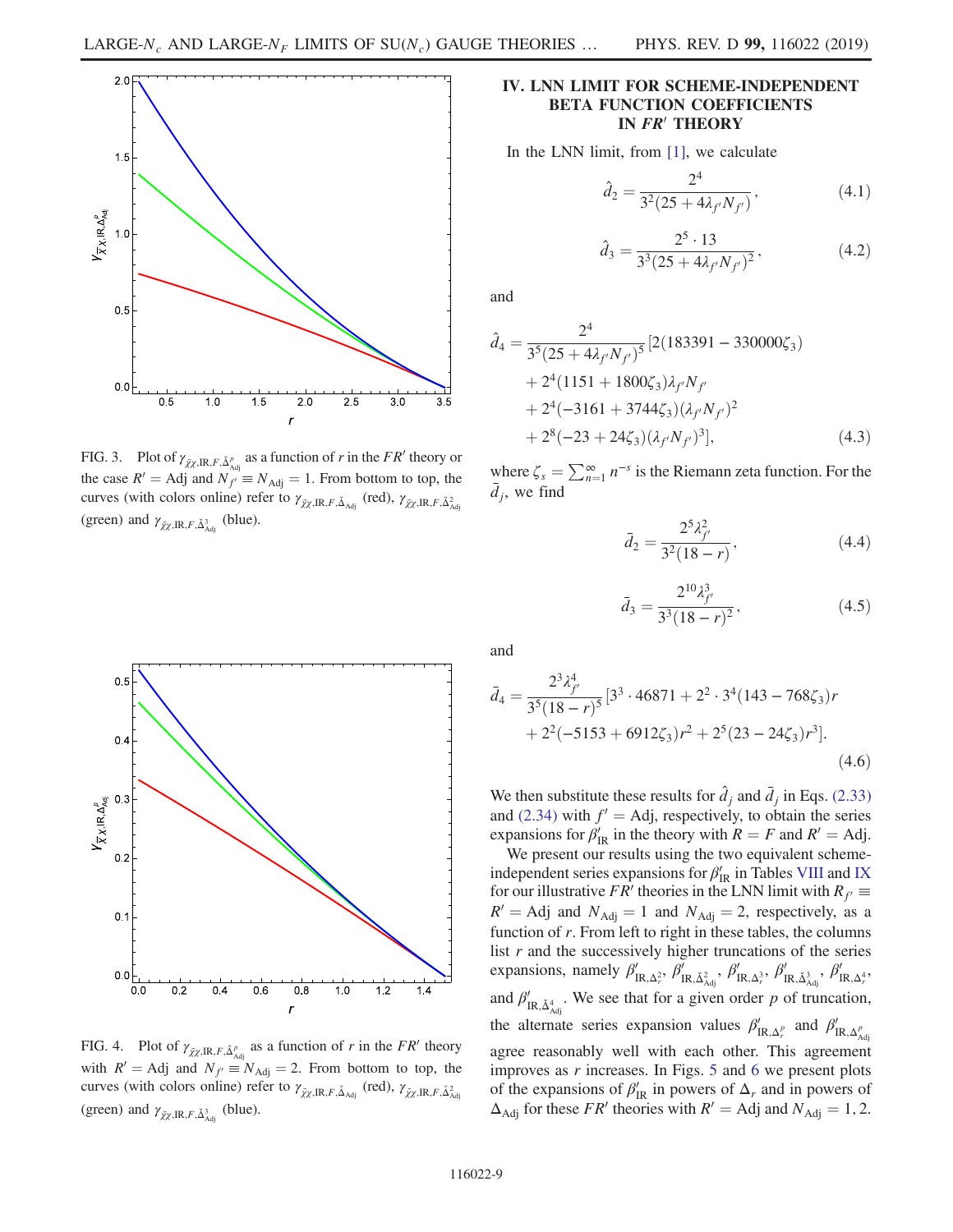FIG. 3. Plot of $\gamma_{\bar{\chi}\chi,\mathrm{IR},F,\check{\Delta}^p_{\mathrm{Adj}}}$ as a function of $r$ in the $FR'$ theory or the case $R' = \mathrm{Adj}$ and $N_{f'} \equiv N_{\mathrm{Adj}} = 1$. From bottom to top, the curves (with colors online) refer to $\gamma_{\bar{\chi}\chi,\mathrm{IR},F,\check{\Delta}_{\mathrm{Adj}}}$ (red), $\gamma_{\bar{\chi}\chi,\mathrm{IR},F,\check{\Delta}^2_{\mathrm{Adj}}}$ (green) and $\gamma_{\bar{\chi}\chi,\mathrm{IR},F,\check{\Delta}^3_{\mathrm{Adj}}}$ (blue).

FIG. 4. Plot of $\gamma_{\bar{\chi}\chi,\mathrm{IR},F,\check{\Delta}^p_{\mathrm{Adj}}}$ as a function of $r$ in the $FR'$ theory with $R' = \mathrm{Adj}$ and $N_{f'} \equiv N_{\mathrm{Adj}} = 2$. From bottom to top, the curves (with colors online) refer to $\gamma_{\bar{\chi}\chi,\mathrm{IR},F,\check{\Delta}_{\mathrm{Adj}}}$ (red), $\gamma_{\bar{\chi}\chi,\mathrm{IR},F,\check{\Delta}^2_{\mathrm{Adj}}}$ (green) and $\gamma_{\bar{\chi}\chi,\mathrm{IR},F,\check{\Delta}^3_{\mathrm{Adj}}}$ (blue).

## IV. LNN LIMIT FOR SCHEME-INDEPENDENT BETA FUNCTION COEFFICIENTS IN $FR'$ THEORY

In the LNN limit, from [1], we calculate

$$\hat{d}_2 = \frac{2^4}{3^2(25 + 4\lambda_{f'}N_{f'})}, \tag{4.1}$$

$$\hat{d}_3 = \frac{2^5 \cdot 13}{3^3(25 + 4\lambda_{f'}N_{f'})^2}, \tag{4.2}$$

and

$$\begin{aligned}\hat{d}_4 = \frac{2^4}{3^5(25 + 4\lambda_{f'}N_{f'})^5}[&2(183391 - 330000\zeta_3) \\ &+ 2^4(1151 + 1800\zeta_3)\lambda_{f'}N_{f'} \\ &+ 2^4(-3161 + 3744\zeta_3)(\lambda_{f'}N_{f'})^2 \\ &+ 2^8(-23 + 24\zeta_3)(\lambda_{f'}N_{f'})^3],\end{aligned} \tag{4.3}$$

where $\zeta_s = \sum_{n=1}^{\infty} n^{-s}$ is the Riemann zeta function. For the $\bar{d}_j$, we find

$$\bar{d}_2 = \frac{2^5\lambda_{f'}^2}{3^2(18 - r)}, \tag{4.4}$$

$$\bar{d}_3 = \frac{2^{10}\lambda_{f'}^3}{3^3(18 - r)^2}, \tag{4.5}$$

and

$$\begin{aligned}\bar{d}_4 = \frac{2^3\lambda_{f'}^4}{3^5(18 - r)^5}[&3^3 \cdot 46871 + 2^2 \cdot 3^4(143 - 768\zeta_3)r \\ &+ 2^2(-5153 + 6912\zeta_3)r^2 + 2^5(23 - 24\zeta_3)r^3].\end{aligned} \tag{4.6}$$

We then substitute these results for $\hat{d}_j$ and $\bar{d}_j$ in Eqs. (2.33) and (2.34) with $f' = \mathrm{Adj}$, respectively, to obtain the series expansions for $\beta'_{\mathrm{IR}}$ in the theory with $R = F$ and $R' = \mathrm{Adj}$.

We present our results using the two equivalent scheme-independent series expansions for $\beta'_{\mathrm{IR}}$ in Tables VIII and IX for our illustrative $FR'$ theories in the LNN limit with $R_{f'} \equiv R' = \mathrm{Adj}$ and $N_{\mathrm{Adj}} = 1$ and $N_{\mathrm{Adj}} = 2$, respectively, as a function of $r$. From left to right in these tables, the columns list $r$ and the successively higher truncations of the series expansions, namely $\beta'_{\mathrm{IR},\Delta_r^2}$, $\beta'_{\mathrm{IR},\check{\Delta}^2_{\mathrm{Adj}}}$, $\beta'_{\mathrm{IR},\Delta_r^3}$, $\beta'_{\mathrm{IR},\check{\Delta}^3_{\mathrm{Adj}}}$, $\beta'_{\mathrm{IR},\Delta_r^4}$, and $\beta'_{\mathrm{IR},\check{\Delta}^4_{\mathrm{Adj}}}$. We see that for a given order $p$ of truncation, the alternate series expansion values $\beta'_{\mathrm{IR},\Delta_r^p}$ and $\beta'_{\mathrm{IR},\Delta^p_{\mathrm{Adj}}}$ agree reasonably well with each other. This agreement improves as $r$ increases. In Figs. 5 and 6 we present plots of the expansions of $\beta'_{\mathrm{IR}}$ in powers of $\Delta_r$ and in powers of $\Delta_{\mathrm{Adj}}$ for these $FR'$ theories with $R' = \mathrm{Adj}$ and $N_{\mathrm{Adj}} = 1, 2$.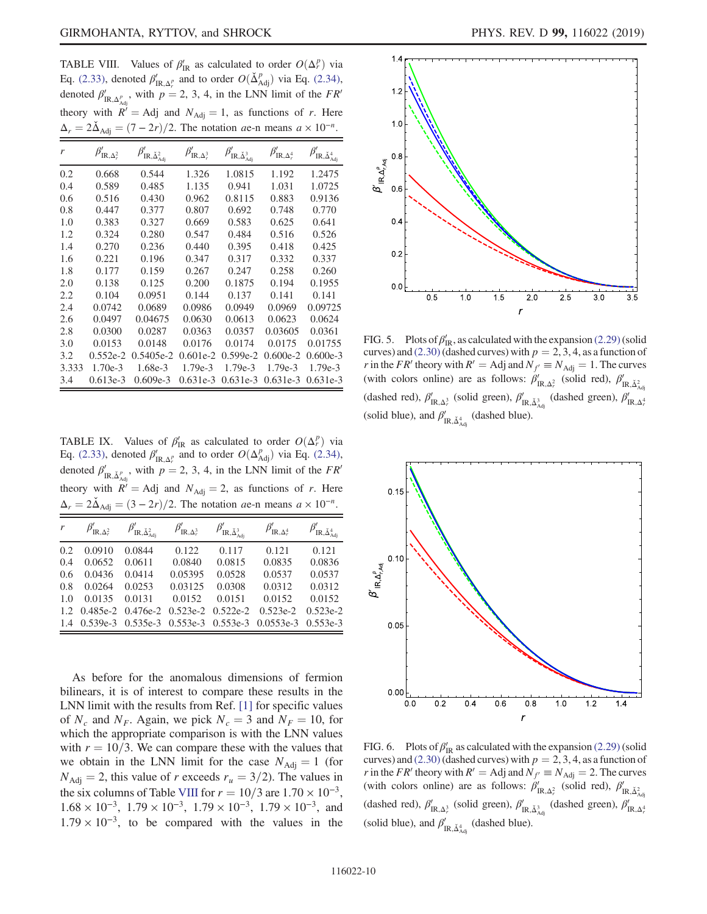TABLE VIII. Values of $\beta'_{\rm IR}$ as calculated to order $O(\Delta_r^p)$ via Eq. (2.33), denoted $\beta'_{{\rm IR},\Delta_r^p}$ and to order $O(\check{\Delta}_{\rm Adj}^p)$ via Eq. (2.34), denoted $\beta'_{{\rm IR},\Delta_{\rm Adj}^p}$, with $p = 2, 3, 4$, in the LNN limit of the $FR'$ theory with $R' = {\rm Adj}$ and $N_{\rm Adj} = 1$, as functions of $r$. Here $\Delta_r = 2\check{\Delta}_{\rm Adj} = (7-2r)/2$. The notation $a$e-n means $a \times 10^{-n}$.

| $r$ | $\beta'_{{\rm IR},\Delta_r^2}$ | $\beta'_{{\rm IR},\check{\Delta}_{\rm Adj}^2}$ | $\beta'_{{\rm IR},\Delta_r^3}$ | $\beta'_{{\rm IR},\check{\Delta}_{\rm Adj}^3}$ | $\beta'_{{\rm IR},\Delta_r^4}$ | $\beta'_{{\rm IR},\check{\Delta}_{\rm Adj}^4}$ |
|---|---|---|---|---|---|---|
| 0.2 | 0.668 | 0.544 | 1.326 | 1.0815 | 1.192 | 1.2475 |
| 0.4 | 0.589 | 0.485 | 1.135 | 0.941 | 1.031 | 1.0725 |
| 0.6 | 0.516 | 0.430 | 0.962 | 0.8115 | 0.883 | 0.9136 |
| 0.8 | 0.447 | 0.377 | 0.807 | 0.692 | 0.748 | 0.770 |
| 1.0 | 0.383 | 0.327 | 0.669 | 0.583 | 0.625 | 0.641 |
| 1.2 | 0.324 | 0.280 | 0.547 | 0.484 | 0.516 | 0.526 |
| 1.4 | 0.270 | 0.236 | 0.440 | 0.395 | 0.418 | 0.425 |
| 1.6 | 0.221 | 0.196 | 0.347 | 0.317 | 0.332 | 0.337 |
| 1.8 | 0.177 | 0.159 | 0.267 | 0.247 | 0.258 | 0.260 |
| 2.0 | 0.138 | 0.125 | 0.200 | 0.1875 | 0.194 | 0.1955 |
| 2.2 | 0.104 | 0.0951 | 0.144 | 0.137 | 0.141 | 0.141 |
| 2.4 | 0.0742 | 0.0689 | 0.0986 | 0.0949 | 0.0969 | 0.09725 |
| 2.6 | 0.0497 | 0.04675 | 0.0630 | 0.0613 | 0.0623 | 0.0624 |
| 2.8 | 0.0300 | 0.0287 | 0.0363 | 0.0357 | 0.03605 | 0.0361 |
| 3.0 | 0.0153 | 0.0148 | 0.0176 | 0.0174 | 0.0175 | 0.01755 |
| 3.2 | 0.552e-2 | 0.5405e-2 | 0.601e-2 | 0.599e-2 | 0.600e-2 | 0.600e-3 |
| 3.333 | 1.70e-3 | 1.68e-3 | 1.79e-3 | 1.79e-3 | 1.79e-3 | 1.79e-3 |
| 3.4 | 0.613e-3 | 0.609e-3 | 0.631e-3 | 0.631e-3 | 0.631e-3 | 0.631e-3 |

TABLE IX. Values of $\beta'_{\rm IR}$ as calculated to order $O(\Delta_r^p)$ via Eq. (2.33), denoted $\beta'_{{\rm IR},\Delta_r^p}$ and to order $O(\Delta_{\rm Adj}^p)$ via Eq. (2.34), denoted $\beta'_{{\rm IR},\check{\Delta}_{\rm Adj}^p}$, with $p = 2, 3, 4$, in the LNN limit of the $FR'$ theory with $R' = {\rm Adj}$ and $N_{\rm Adj} = 2$, as functions of $r$. Here $\Delta_r = 2\check{\Delta}_{\rm Adj} = (3-2r)/2$. The notation $a$e-n means $a \times 10^{-n}$.

| $r$ | $\beta'_{{\rm IR},\Delta_r^2}$ | $\beta'_{{\rm IR},\check{\Delta}_{\rm Adj}^2}$ | $\beta'_{{\rm IR},\Delta_r^3}$ | $\beta'_{{\rm IR},\check{\Delta}_{\rm Adj}^3}$ | $\beta'_{{\rm IR},\Delta_r^4}$ | $\beta'_{{\rm IR},\check{\Delta}_{\rm Adj}^4}$ |
|---|---|---|---|---|---|---|
| 0.2 | 0.0910 | 0.0844 | 0.122 | 0.117 | 0.121 | 0.121 |
| 0.4 | 0.0652 | 0.0611 | 0.0840 | 0.0815 | 0.0835 | 0.0836 |
| 0.6 | 0.0436 | 0.0414 | 0.05395 | 0.0528 | 0.0537 | 0.0537 |
| 0.8 | 0.0264 | 0.0253 | 0.03125 | 0.0308 | 0.0312 | 0.0312 |
| 1.0 | 0.0135 | 0.0131 | 0.0152 | 0.0151 | 0.0152 | 0.0152 |
| 1.2 | 0.485e-2 | 0.476e-2 | 0.523e-2 | 0.522e-2 | 0.523e-2 | 0.523e-2 |
| 1.4 | 0.539e-3 | 0.535e-3 | 0.553e-3 | 0.553e-3 | 0.0553e-3 | 0.553e-3 |

As before for the anomalous dimensions of fermion bilinears, it is of interest to compare these results in the LNN limit with the results from Ref. [1] for specific values of $N_c$ and $N_F$. Again, we pick $N_c = 3$ and $N_F = 10$, for which the appropriate comparison is with the LNN values with $r = 10/3$. We can compare these with the values that we obtain in the LNN limit for the case $N_{\rm Adj} = 1$ (for $N_{\rm Adj} = 2$, this value of $r$ exceeds $r_u = 3/2$). The values in the six columns of Table VIII for $r = 10/3$ are $1.70 \times 10^{-3}$, $1.68 \times 10^{-3}$, $1.79 \times 10^{-3}$, $1.79 \times 10^{-3}$, $1.79 \times 10^{-3}$, and $1.79 \times 10^{-3}$, to be compared with the values in the

FIG. 5. Plots of $\beta'_{\rm IR}$, as calculated with the expansion (2.29) (solid curves) and (2.30) (dashed curves) with $p = 2, 3, 4$, as a function of $r$ in the $FR'$ theory with $R' = {\rm Adj}$ and $N_{f'} \equiv N_{\rm Adj} = 1$. The curves (with colors online) are as follows: $\beta'_{{\rm IR},\Delta_r^2}$ (solid red), $\beta'_{{\rm IR},\check{\Delta}_{\rm Adj}^2}$ (dashed red), $\beta'_{{\rm IR},\Delta_r^3}$ (solid green), $\beta'_{{\rm IR},\check{\Delta}_{\rm Adj}^3}$ (dashed green), $\beta'_{{\rm IR},\Delta_r^4}$ (solid blue), and $\beta'_{{\rm IR},\check{\Delta}_{\rm Adj}^4}$ (dashed blue).

FIG. 6. Plots of $\beta'_{\rm IR}$ as calculated with the expansion (2.29) (solid curves) and (2.30) (dashed curves) with $p = 2, 3, 4$, as a function of $r$ in the $FR'$ theory with $R' = {\rm Adj}$ and $N_{f'} \equiv N_{\rm Adj} = 2$. The curves (with colors online) are as follows: $\beta'_{{\rm IR},\Delta_r^2}$ (solid red), $\beta'_{{\rm IR},\check{\Delta}_{\rm Adj}^2}$ (dashed red), $\beta'_{{\rm IR},\Delta_r^3}$ (solid green), $\beta'_{{\rm IR},\check{\Delta}_{\rm Adj}^3}$ (dashed green), $\beta'_{{\rm IR},\Delta_r^4}$ (solid blue), and $\beta'_{{\rm IR},\check{\Delta}_{\rm Adj}^4}$ (dashed blue).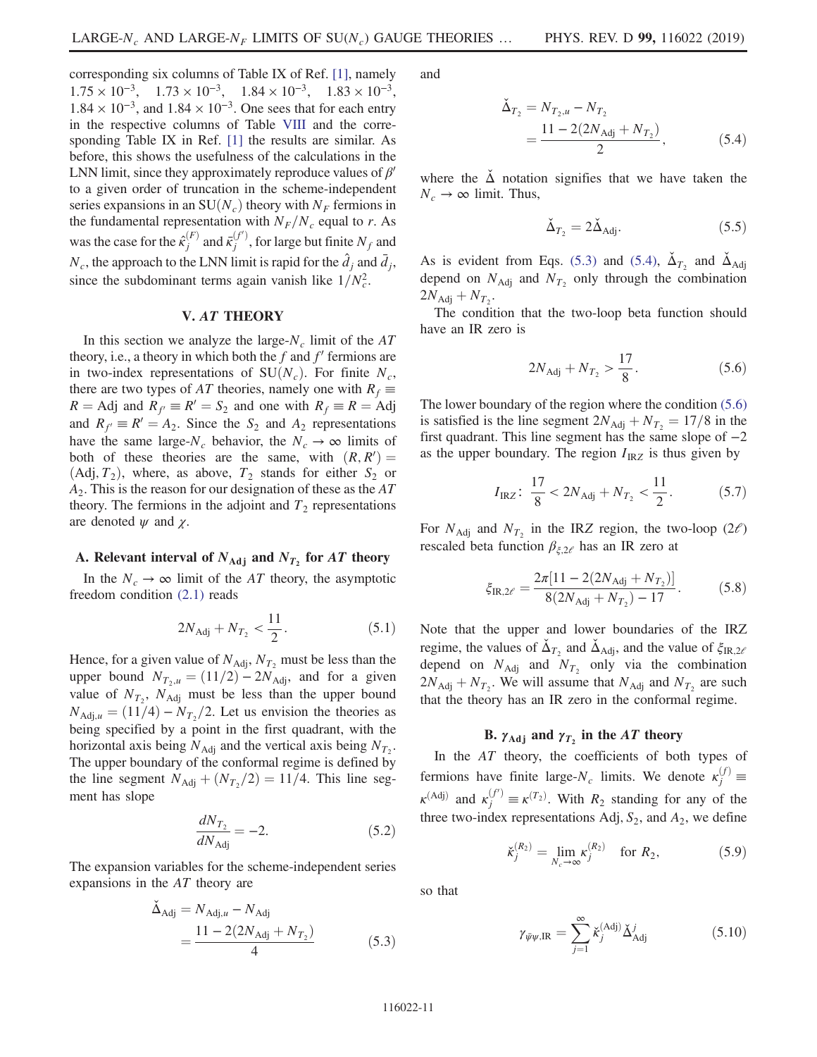corresponding six columns of Table IX of Ref. [1], namely $1.75 \times 10^{-3}$, $1.73 \times 10^{-3}$, $1.84 \times 10^{-3}$, $1.83 \times 10^{-3}$, $1.84 \times 10^{-3}$, and $1.84 \times 10^{-3}$. One sees that for each entry in the respective columns of Table VIII and the corresponding Table IX in Ref. [1] the results are similar. As before, this shows the usefulness of the calculations in the LNN limit, since they approximately reproduce values of $\beta'$ to a given order of truncation in the scheme-independent series expansions in an SU($N_c$) theory with $N_F$ fermions in the fundamental representation with $N_F/N_c$ equal to $r$. As was the case for the $\hat{\kappa}_j^{(F)}$ and $\bar{\kappa}_j^{(f')}$, for large but finite $N_f$ and $N_c$, the approach to the LNN limit is rapid for the $\hat{d}_j$ and $\bar{d}_j$, since the subdominant terms again vanish like $1/N_c^2$.

## V. *AT* THEORY

In this section we analyze the large-$N_c$ limit of the *AT* theory, i.e., a theory in which both the $f$ and $f'$ fermions are in two-index representations of SU($N_c$). For finite $N_c$, there are two types of *AT* theories, namely one with $R_f \equiv R = \text{Adj}$ and $R_{f'} \equiv R' = S_2$ and one with $R_f \equiv R = \text{Adj}$ and $R_{f'} \equiv R' = A_2$. Since the $S_2$ and $A_2$ representations have the same large-$N_c$ behavior, the $N_c \to \infty$ limits of both of these theories are the same, with $(R, R') = (\text{Adj}, T_2)$, where, as above, $T_2$ stands for either $S_2$ or $A_2$. This is the reason for our designation of these as the *AT* theory. The fermions in the adjoint and $T_2$ representations are denoted $\psi$ and $\chi$.

### A. Relevant interval of $N_{\text{Adj}}$ and $N_{T_2}$ for *AT* theory

In the $N_c \to \infty$ limit of the *AT* theory, the asymptotic freedom condition (2.1) reads

$$2N_{\text{Adj}} + N_{T_2} < \frac{11}{2}. \tag{5.1}$$

Hence, for a given value of $N_{\text{Adj}}$, $N_{T_2}$ must be less than the upper bound $N_{T_2,u} = (11/2) - 2N_{\text{Adj}}$, and for a given value of $N_{T_2}$, $N_{\text{Adj}}$ must be less than the upper bound $N_{\text{Adj},u} = (11/4) - N_{T_2}/2$. Let us envision the theories as being specified by a point in the first quadrant, with the horizontal axis being $N_{\text{Adj}}$ and the vertical axis being $N_{T_2}$. The upper boundary of the conformal regime is defined by the line segment $N_{\text{Adj}} + (N_{T_2}/2) = 11/4$. This line segment has slope

$$\frac{dN_{T_2}}{dN_{\text{Adj}}} = -2. \tag{5.2}$$

The expansion variables for the scheme-independent series expansions in the *AT* theory are

$$\begin{aligned}\check{\Delta}_{\text{Adj}} &= N_{\text{Adj},u} - N_{\text{Adj}} \\ &= \frac{11 - 2(2N_{\text{Adj}} + N_{T_2})}{4}\end{aligned} \tag{5.3}$$

and

$$\begin{aligned}\check{\Delta}_{T_2} &= N_{T_2,u} - N_{T_2} \\ &= \frac{11 - 2(2N_{\text{Adj}} + N_{T_2})}{2},\end{aligned} \tag{5.4}$$

where the $\check{\Delta}$ notation signifies that we have taken the $N_c \to \infty$ limit. Thus,

$$\check{\Delta}_{T_2} = 2\check{\Delta}_{\text{Adj}}. \tag{5.5}$$

As is evident from Eqs. (5.3) and (5.4), $\check{\Delta}_{T_2}$ and $\check{\Delta}_{\text{Adj}}$ depend on $N_{\text{Adj}}$ and $N_{T_2}$ only through the combination $2N_{\text{Adj}} + N_{T_2}$.

The condition that the two-loop beta function should have an IR zero is

$$2N_{\text{Adj}} + N_{T_2} > \frac{17}{8}. \tag{5.6}$$

The lower boundary of the region where the condition (5.6) is satisfied is the line segment $2N_{\text{Adj}} + N_{T_2} = 17/8$ in the first quadrant. This line segment has the same slope of $-2$ as the upper boundary. The region $I_{\text{IRZ}}$ is thus given by

$$I_{\text{IRZ}}\colon\ \frac{17}{8} < 2N_{\text{Adj}} + N_{T_2} < \frac{11}{2}. \tag{5.7}$$

For $N_{\text{Adj}}$ and $N_{T_2}$ in the IRZ region, the two-loop ($2\ell$) rescaled beta function $\beta_{\xi,2\ell}$ has an IR zero at

$$\xi_{\text{IR},2\ell} = \frac{2\pi[11 - 2(2N_{\text{Adj}} + N_{T_2})]}{8(2N_{\text{Adj}} + N_{T_2}) - 17}. \tag{5.8}$$

Note that the upper and lower boundaries of the IRZ regime, the values of $\check{\Delta}_{T_2}$ and $\check{\Delta}_{\text{Adj}}$, and the value of $\xi_{\text{IR},2\ell}$ depend on $N_{\text{Adj}}$ and $N_{T_2}$ only via the combination $2N_{\text{Adj}} + N_{T_2}$. We will assume that $N_{\text{Adj}}$ and $N_{T_2}$ are such that the theory has an IR zero in the conformal regime.

### B. $\gamma_{\text{Adj}}$ and $\gamma_{T_2}$ in the *AT* theory

In the *AT* theory, the coefficients of both types of fermions have finite large-$N_c$ limits. We denote $\kappa_j^{(f)} \equiv \kappa^{(\text{Adj})}$ and $\kappa_j^{(f')} \equiv \kappa^{(T_2)}$. With $R_2$ standing for any of the three two-index representations Adj, $S_2$, and $A_2$, we define

$$\check{\kappa}_j^{(R_2)} = \lim_{N_c \to \infty} \kappa_j^{(R_2)} \quad \text{for } R_2, \tag{5.9}$$

so that

$$\gamma_{\bar{\psi}\psi,\text{IR}} = \sum_{j=1}^{\infty} \check{\kappa}_j^{(\text{Adj})} \check{\Delta}_{\text{Adj}}^j \tag{5.10}$$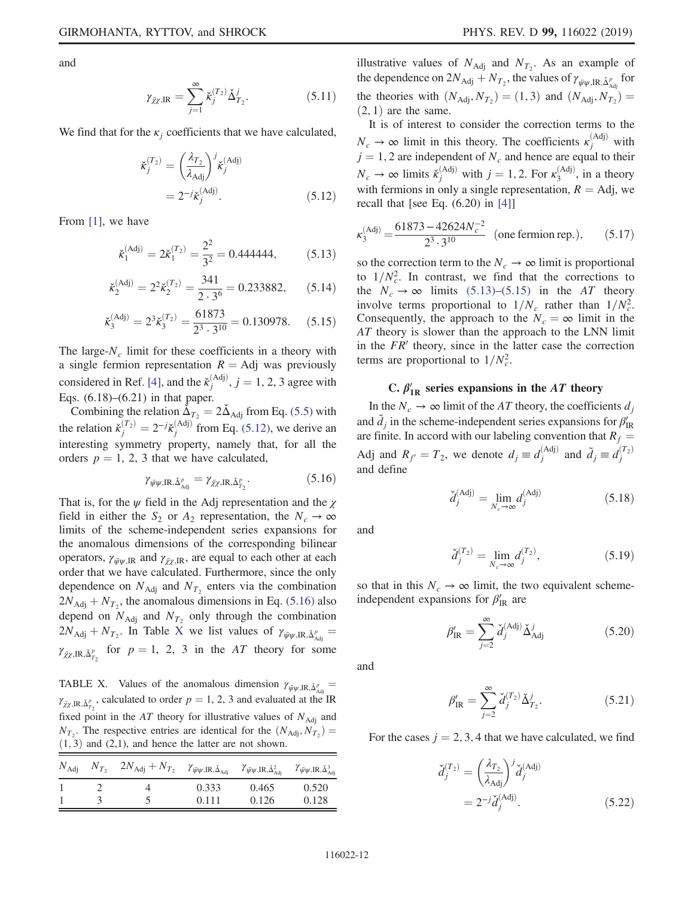and

$$\gamma_{\bar{\chi}\chi,\mathrm{IR}} = \sum_{j=1}^{\infty} \breve{\kappa}_j^{(T_2)} \breve{\Delta}_{T_2}^j. \tag{5.11}$$

We find that for the $\kappa_j$ coefficients that we have calculated,

$$\breve{\kappa}_j^{(T_2)} = \left(\frac{\lambda_{T_2}}{\lambda_{\mathrm{Adj}}}\right)^j \breve{\kappa}_j^{(\mathrm{Adj})} = 2^{-j} \breve{\kappa}_j^{(\mathrm{Adj})}. \tag{5.12}$$

From [1], we have

$$\breve{\kappa}_1^{(\mathrm{Adj})} = 2\breve{\kappa}_1^{(T_2)} = \frac{2^2}{3^2} = 0.444444, \tag{5.13}$$

$$\breve{\kappa}_2^{(\mathrm{Adj})} = 2^2\breve{\kappa}_2^{(T_2)} = \frac{341}{2\cdot 3^6} = 0.233882, \tag{5.14}$$

$$\breve{\kappa}_3^{(\mathrm{Adj})} = 2^3\breve{\kappa}_3^{(T_2)} = \frac{61873}{2^3\cdot 3^{10}} = 0.130978. \tag{5.15}$$

The large-$N_c$ limit for these coefficients in a theory with a single fermion representation $R = \mathrm{Adj}$ was previously considered in Ref. [4], and the $\breve{\kappa}_j^{(\mathrm{Adj})}$, $j = 1, 2, 3$ agree with Eqs. (6.18)–(6.21) in that paper.

Combining the relation $\breve{\Delta}_{T_2} = 2\breve{\Delta}_{\mathrm{Adj}}$ from Eq. (5.5) with the relation $\breve{\kappa}_j^{(T_2)} = 2^{-j}\breve{\kappa}_j^{(\mathrm{Adj})}$ from Eq. (5.12), we derive an interesting symmetry property, namely that, for all the orders $p = 1, 2, 3$ that we have calculated,

$$\gamma_{\bar{\psi}\psi,\mathrm{IR},\breve{\Delta}_{\mathrm{Adj}}^p} = \gamma_{\bar{\chi}\chi,\mathrm{IR},\breve{\Delta}_{T_2}^p}. \tag{5.16}$$

That is, for the $\psi$ field in the Adj representation and the $\chi$ field in either the $S_2$ or $A_2$ representation, the $N_c \to \infty$ limits of the scheme-independent series expansions for the anomalous dimensions of the corresponding bilinear operators, $\gamma_{\bar{\psi}\psi,\mathrm{IR}}$ and $\gamma_{\bar{\chi}\chi,\mathrm{IR}}$, are equal to each other at each order that we have calculated. Furthermore, since the only dependence on $N_{\mathrm{Adj}}$ and $N_{T_2}$ enters via the combination $2N_{\mathrm{Adj}} + N_{T_2}$, the anomalous dimensions in Eq. (5.16) also depend on $N_{\mathrm{Adj}}$ and $N_{T_2}$ only through the combination $2N_{\mathrm{Adj}} + N_{T_2}$. In Table X we list values of $\gamma_{\bar{\psi}\psi,\mathrm{IR},\breve{\Delta}_{\mathrm{Adj}}^p} = \gamma_{\bar{\chi}\chi,\mathrm{IR},\breve{\Delta}_{T_2}^p}$ for $p = 1, 2, 3$ in the $AT$ theory for some illustrative values of $N_{\mathrm{Adj}}$ and $N_{T_2}$. As an example of the dependence on $2N_{\mathrm{Adj}} + N_{T_2}$, the values of $\gamma_{\bar{\psi}\psi,\mathrm{IR},\breve{\Delta}_{\mathrm{Adj}}^p}$ for the theories with $(N_{\mathrm{Adj}}, N_{T_2}) = (1, 3)$ and $(N_{\mathrm{Adj}}, N_{T_2}) = (2, 1)$ are the same.

TABLE X. Values of the anomalous dimension $\gamma_{\bar{\psi}\psi,\mathrm{IR},\breve{\Delta}_{\mathrm{Adj}}^p} = \gamma_{\bar{\chi}\chi,\mathrm{IR},\breve{\Delta}_{T_2}^p}$, calculated to order $p = 1, 2, 3$ and evaluated at the IR fixed point in the $AT$ theory for illustrative values of $N_{\mathrm{Adj}}$ and $N_{T_2}$. The respective entries are identical for the $(N_{\mathrm{Adj}}, N_{T_2}) = (1, 3)$ and $(2,1)$, and hence the latter are not shown.

| $N_{\mathrm{Adj}}$ | $N_{T_2}$ | $2N_{\mathrm{Adj}} + N_{T_2}$ | $\gamma_{\bar{\psi}\psi,\mathrm{IR},\breve{\Delta}_{\mathrm{Adj}}}$ | $\gamma_{\bar{\psi}\psi,\mathrm{IR},\breve{\Delta}_{\mathrm{Adj}}^2}$ | $\gamma_{\bar{\psi}\psi,\mathrm{IR},\breve{\Delta}_{\mathrm{Adj}}^3}$ |
|---|---|---|---|---|---|
| 1 | 2 | 4 | 0.333 | 0.465 | 0.520 |
| 1 | 3 | 5 | 0.111 | 0.126 | 0.128 |

It is of interest to consider the correction terms to the $N_c \to \infty$ limit in this theory. The coefficients $\kappa_j^{(\mathrm{Adj})}$ with $j = 1, 2$ are independent of $N_c$ and hence are equal to their $N_c \to \infty$ limits $\breve{\kappa}_j^{(\mathrm{Adj})}$ with $j = 1, 2$. For $\kappa_3^{(\mathrm{Adj})}$, in a theory with fermions in only a single representation, $R = \mathrm{Adj}$, we recall that [see Eq. (6.20) in [4]]

$$\kappa_3^{(\mathrm{Adj})} = \frac{61873 - 42624N_c^{-2}}{2^3\cdot 3^{10}} \quad \text{(one fermion rep.)}, \tag{5.17}$$

so the correction term to the $N_c \to \infty$ limit is proportional to $1/N_c^2$. In contrast, we find that the corrections to the $N_c \to \infty$ limits (5.13)–(5.15) in the $AT$ theory involve terms proportional to $1/N_c$ rather than $1/N_c^2$. Consequently, the approach to the $N_c = \infty$ limit in the $AT$ theory is slower than the approach to the LNN limit in the $FR'$ theory, since in the latter case the correction terms are proportional to $1/N_c^2$.

### C. $\beta'_{\mathrm{IR}}$ series expansions in the $AT$ theory

In the $N_c \to \infty$ limit of the $AT$ theory, the coefficients $d_j$ and $\tilde{d}_j$ in the scheme-independent series expansions for $\beta'_{\mathrm{IR}}$ are finite. In accord with our labeling convention that $R_f = \mathrm{Adj}$ and $R_{f'} = T_2$, we denote $d_j \equiv d_j^{(\mathrm{Adj})}$ and $\tilde{d}_j \equiv d_j^{(T_2)}$ and define

$$\breve{d}_j^{(\mathrm{Adj})} = \lim_{N_c\to\infty} d_j^{(\mathrm{Adj})} \tag{5.18}$$

and

$$\breve{d}_j^{(T_2)} = \lim_{N_c\to\infty} d_j^{(T_2)}, \tag{5.19}$$

so that in this $N_c \to \infty$ limit, the two equivalent scheme-independent expansions for $\beta'_{\mathrm{IR}}$ are

$$\beta'_{\mathrm{IR}} = \sum_{j=2}^{\infty} \breve{d}_j^{(\mathrm{Adj})} \breve{\Delta}_{\mathrm{Adj}}^j \tag{5.20}$$

and

$$\beta'_{\mathrm{IR}} = \sum_{j=2}^{\infty} \breve{d}_j^{(T_2)} \breve{\Delta}_{T_2}^j. \tag{5.21}$$

For the cases $j = 2, 3, 4$ that we have calculated, we find

$$\breve{d}_j^{(T_2)} = \left(\frac{\lambda_{T_2}}{\lambda_{\mathrm{Adj}}}\right)^j \breve{d}_j^{(\mathrm{Adj})} = 2^{-j}\breve{d}_j^{(\mathrm{Adj})}. \tag{5.22}$$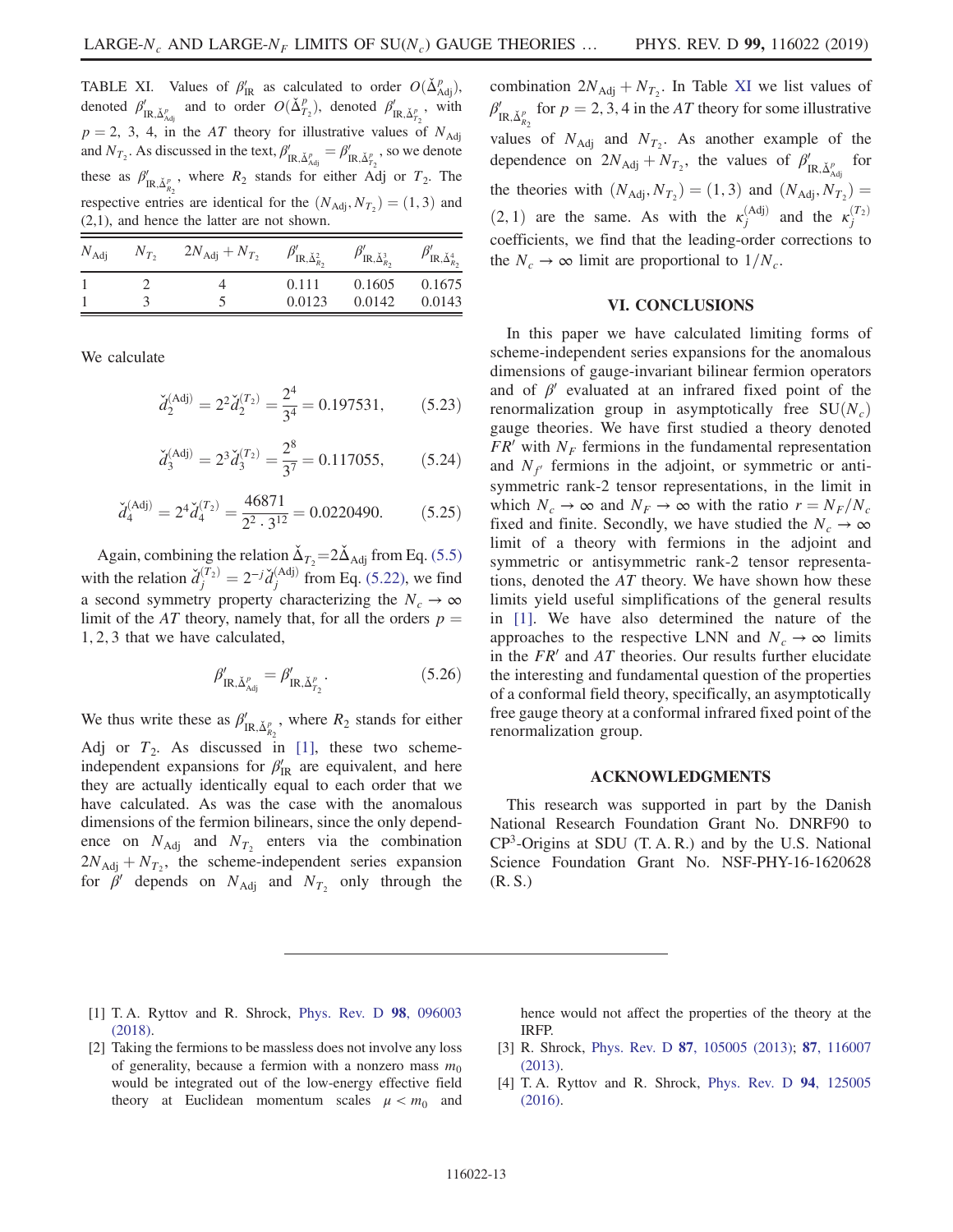TABLE XI. Values of $\beta'_{\rm IR}$ as calculated to order $O(\check{\Delta}^p_{\rm Adj})$, denoted $\beta'_{{\rm IR},\check{\Delta}^p_{\rm Adj}}$ and to order $O(\check{\Delta}^p_{T_2})$, denoted $\beta'_{{\rm IR},\check{\Delta}^p_{T_2}}$, with $p = 2$, 3, 4, in the *AT* theory for illustrative values of $N_{\rm Adj}$ and $N_{T_2}$. As discussed in the text, $\beta'_{{\rm IR},\check{\Delta}^p_{\rm Adj}} = \beta'_{{\rm IR},\check{\Delta}^p_{T_2}}$, so we denote these as $\beta'_{{\rm IR},\check{\Delta}^p_{R_2}}$, where $R_2$ stands for either Adj or $T_2$. The respective entries are identical for the $(N_{\rm Adj}, N_{T_2}) = (1,3)$ and (2,1), and hence the latter are not shown.

| $N_{\rm Adj}$ | $N_{T_2}$ | $2N_{\rm Adj} + N_{T_2}$ | $\beta'_{{\rm IR},\check{\Delta}^2_{R_2}}$ | $\beta'_{{\rm IR},\check{\Delta}^3_{R_2}}$ | $\beta'_{{\rm IR},\check{\Delta}^4_{R_2}}$ |
|---|---|---|---|---|---|
| 1 | 2 | 4 | 0.111 | 0.1605 | 0.1675 |
| 1 | 3 | 5 | 0.0123 | 0.0142 | 0.0143 |

We calculate

$$\check{d}_2^{({\rm Adj})} = 2^2 \check{d}_2^{(T_2)} = \frac{2^4}{3^4} = 0.197531, \tag{5.23}$$

$$\check{d}_3^{({\rm Adj})} = 2^3 \check{d}_3^{(T_2)} = \frac{2^8}{3^7} = 0.117055, \tag{5.24}$$

$$\check{d}_4^{({\rm Adj})} = 2^4 \check{d}_4^{(T_2)} = \frac{46871}{2^2 \cdot 3^{12}} = 0.0220490. \tag{5.25}$$

Again, combining the relation $\check{\Delta}_{T_2} = 2\check{\Delta}_{\rm Adj}$ from Eq. (5.5) with the relation $\check{d}_j^{(T_2)} = 2^{-j}\check{d}_j^{({\rm Adj})}$ from Eq. (5.22), we find a second symmetry property characterizing the $N_c \to \infty$ limit of the *AT* theory, namely that, for all the orders $p = 1, 2, 3$ that we have calculated,

$$\beta'_{{\rm IR},\check{\Delta}^p_{\rm Adj}} = \beta'_{{\rm IR},\check{\Delta}^p_{T_2}}. \tag{5.26}$$

We thus write these as $\beta'_{{\rm IR},\check{\Delta}^p_{R_2}}$, where $R_2$ stands for either Adj or $T_2$. As discussed in [1], these two scheme-independent expansions for $\beta'_{\rm IR}$ are equivalent, and here they are actually identically equal to each order that we have calculated. As was the case with the anomalous dimensions of the fermion bilinears, since the only dependence on $N_{\rm Adj}$ and $N_{T_2}$ enters via the combination $2N_{\rm Adj} + N_{T_2}$, the scheme-independent series expansion for $\beta'$ depends on $N_{\rm Adj}$ and $N_{T_2}$ only through the combination $2N_{\rm Adj} + N_{T_2}$. In Table XI we list values of $\beta'_{{\rm IR},\check{\Delta}^p_{R_2}}$ for $p = 2, 3, 4$ in the *AT* theory for some illustrative values of $N_{\rm Adj}$ and $N_{T_2}$. As another example of the dependence on $2N_{\rm Adj} + N_{T_2}$, the values of $\beta'_{{\rm IR},\check{\Delta}^p_{\rm Adj}}$ for the theories with $(N_{\rm Adj}, N_{T_2}) = (1,3)$ and $(N_{\rm Adj}, N_{T_2}) = (2,1)$ are the same. As with the $\kappa_j^{({\rm Adj})}$ and the $\kappa_j^{(T_2)}$ coefficients, we find that the leading-order corrections to the $N_c \to \infty$ limit are proportional to $1/N_c$.

## VI. CONCLUSIONS

In this paper we have calculated limiting forms of scheme-independent series expansions for the anomalous dimensions of gauge-invariant bilinear fermion operators and of $\beta'$ evaluated at an infrared fixed point of the renormalization group in asymptotically free SU($N_c$) gauge theories. We have first studied a theory denoted $FR'$ with $N_F$ fermions in the fundamental representation and $N_{f'}$ fermions in the adjoint, or symmetric or antisymmetric rank-2 tensor representations, in the limit in which $N_c \to \infty$ and $N_F \to \infty$ with the ratio $r = N_F/N_c$ fixed and finite. Secondly, we have studied the $N_c \to \infty$ limit of a theory with fermions in the adjoint and symmetric or antisymmetric rank-2 tensor representations, denoted the *AT* theory. We have shown how these limits yield useful simplifications of the general results in [1]. We have also determined the nature of the approaches to the respective LNN and $N_c \to \infty$ limits in the $FR'$ and *AT* theories. Our results further elucidate the interesting and fundamental question of the properties of a conformal field theory, specifically, an asymptotically free gauge theory at a conformal infrared fixed point of the renormalization group.

## ACKNOWLEDGMENTS

This research was supported in part by the Danish National Research Foundation Grant No. DNRF90 to CP$^3$-Origins at SDU (T. A. R.) and by the U.S. National Science Foundation Grant No. NSF-PHY-16-1620628 (R. S.)

---

[1] T. A. Ryttov and R. Shrock, Phys. Rev. D **98**, 096003 (2018).

[2] Taking the fermions to be massless does not involve any loss of generality, because a fermion with a nonzero mass $m_0$ would be integrated out of the low-energy effective field theory at Euclidean momentum scales $\mu < m_0$ and hence would not affect the properties of the theory at the IRFP.

[3] R. Shrock, Phys. Rev. D **87**, 105005 (2013); **87**, 116007 (2013).

[4] T. A. Ryttov and R. Shrock, Phys. Rev. D **94**, 125005 (2016).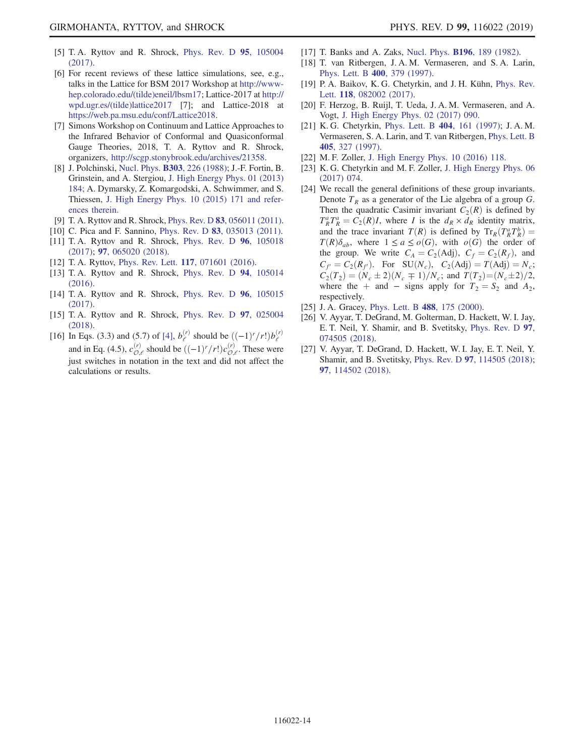[5] T. A. Ryttov and R. Shrock, Phys. Rev. D **95**, 105004 (2017).

[6] For recent reviews of these lattice simulations, see, e.g., talks in the Lattice for BSM 2017 Workshop at http://www-hep.colorado.edu/(tilde)eneil/lbsm17; Lattice-2017 at http://wpd.ugr.es/(tilde)lattice2017 [7]; and Lattice-2018 at https://web.pa.msu.edu/conf/Lattice2018.

[7] Simons Workshop on Continuum and Lattice Approaches to the Infrared Behavior of Conformal and Quasiconformal Gauge Theories, 2018, T. A. Ryttov and R. Shrock, organizers, http://scgp.stonybrook.edu/archives/21358.

[8] J. Polchinski, Nucl. Phys. **B303**, 226 (1988); J.-F. Fortin, B. Grinstein, and A. Stergiou, J. High Energy Phys. 01 (2013) 184; A. Dymarsky, Z. Komargodski, A. Schwimmer, and S. Thiessen, J. High Energy Phys. 10 (2015) 171 and references therein.

[9] T. A. Ryttov and R. Shrock, Phys. Rev. D **83**, 056011 (2011).

[10] C. Pica and F. Sannino, Phys. Rev. D **83**, 035013 (2011).

[11] T. A. Ryttov and R. Shrock, Phys. Rev. D **96**, 105018 (2017); **97**, 065020 (2018).

[12] T. A. Ryttov, Phys. Rev. Lett. **117**, 071601 (2016).

[13] T. A. Ryttov and R. Shrock, Phys. Rev. D **94**, 105014 (2016).

[14] T. A. Ryttov and R. Shrock, Phys. Rev. D **96**, 105015 (2017).

[15] T. A. Ryttov and R. Shrock, Phys. Rev. D **97**, 025004 (2018).

[16] In Eqs. (3.3) and (5.7) of [4], $b_\ell^{(r)}$ should be $((-1)^r/r!)b_\ell^{(r)}$ and in Eq. (4.5), $c_{\mathcal{O},\ell}^{(r)}$ should be $((-1)^r/r!)c_{\mathcal{O},\ell}^{(r)}$. These were just switches in notation in the text and did not affect the calculations or results.

[17] T. Banks and A. Zaks, Nucl. Phys. **B196**, 189 (1982).

[18] T. van Ritbergen, J. A. M. Vermaseren, and S. A. Larin, Phys. Lett. B **400**, 379 (1997).

[19] P. A. Baikov, K. G. Chetyrkin, and J. H. Kühn, Phys. Rev. Lett. **118**, 082002 (2017).

[20] F. Herzog, B. Ruijl, T. Ueda, J. A. M. Vermaseren, and A. Vogt, J. High Energy Phys. 02 (2017) 090.

[21] K. G. Chetyrkin, Phys. Lett. B **404**, 161 (1997); J. A. M. Vermaseren, S. A. Larin, and T. van Ritbergen, Phys. Lett. B **405**, 327 (1997).

[22] M. F. Zoller, J. High Energy Phys. 10 (2016) 118.

[23] K. G. Chetyrkin and M. F. Zoller, J. High Energy Phys. 06 (2017) 074.

[24] We recall the general definitions of these group invariants. Denote $T_R$ as a generator of the Lie algebra of a group $G$. Then the quadratic Casimir invariant $C_2(R)$ is defined by $T_R^a T_R^a = C_2(R)I$, where $I$ is the $d_R \times d_R$ identity matrix, and the trace invariant $T(R)$ is defined by $\mathrm{Tr}_R(T_R^a T_R^b) = T(R)\delta_{ab}$, where $1 \le a \le o(G)$, with $o(G)$ the order of the group. We write $C_A = C_2(\mathrm{Adj})$, $C_f = C_2(R_f)$, and $C_{f'} = C_2(R_{f'})$. For $\mathrm{SU}(N_c)$, $C_2(\mathrm{Adj}) = T(\mathrm{Adj}) = N_c$; $C_2(T_2) = (N_c \pm 2)(N_c \mp 1)/N_c$; and $T(T_2) = (N_c \pm 2)/2$, where the $+$ and $-$ signs apply for $T_2 = S_2$ and $A_2$, respectively.

[25] J. A. Gracey, Phys. Lett. B **488**, 175 (2000).

[26] V. Ayyar, T. DeGrand, M. Golterman, D. Hackett, W. I. Jay, E. T. Neil, Y. Shamir, and B. Svetitsky, Phys. Rev. D **97**, 074505 (2018).

[27] V. Ayyar, T. DeGrand, D. Hackett, W. I. Jay, E. T. Neil, Y. Shamir, and B. Svetitsky, Phys. Rev. D **97**, 114505 (2018); **97**, 114502 (2018).